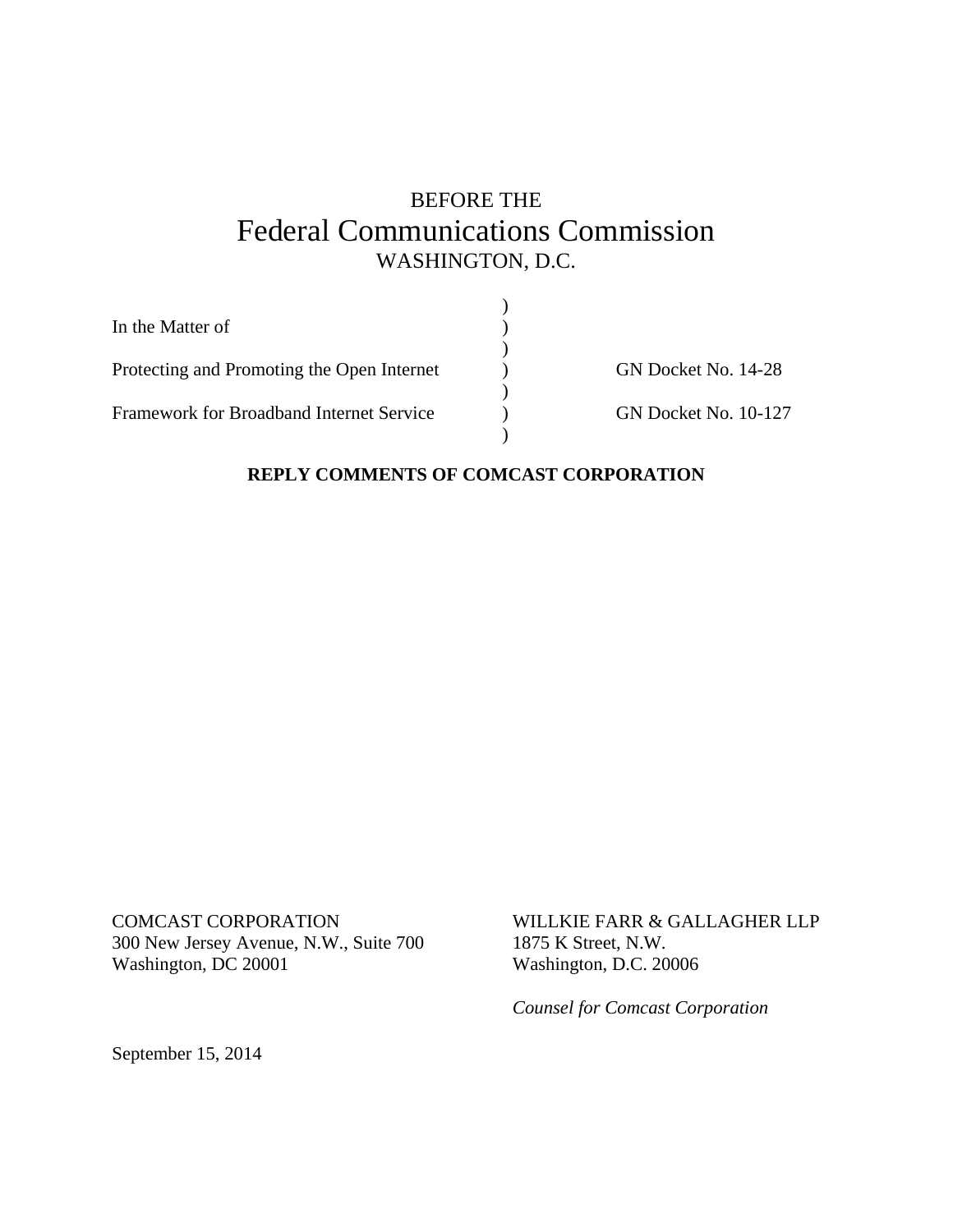BEFORE THE

# Federal Communications Commission

WASHINGTON, D.C.

| | | |
|---|---|---|
| In the Matter of | ) | |
| Protecting and Promoting the Open Internet | ) | GN Docket No. 14-28 |
| Framework for Broadband Internet Service | ) | GN Docket No. 10-127 |

**REPLY COMMENTS OF COMCAST CORPORATION**

COMCAST CORPORATION
300 New Jersey Avenue, N.W., Suite 700
Washington, DC 20001

WILLKIE FARR & GALLAGHER LLP
1875 K Street, N.W.
Washington, D.C. 20006

*Counsel for Comcast Corporation*

September 15, 2014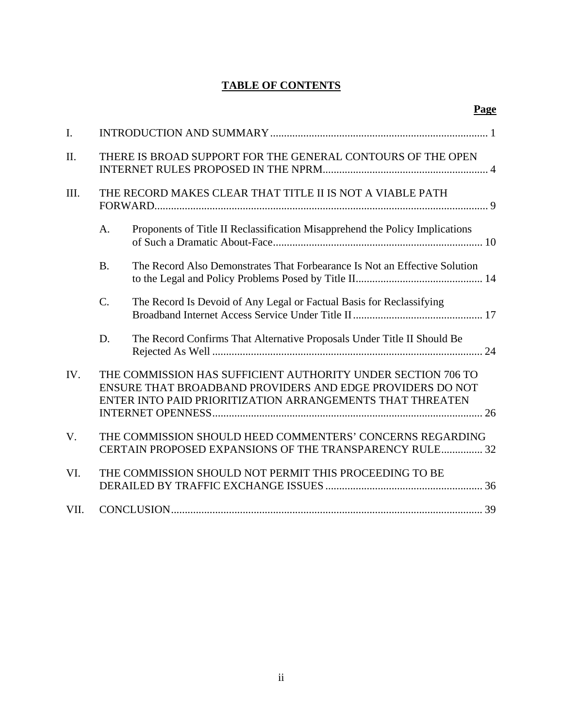# TABLE OF CONTENTS

| | | Page |
|---|---|---|
| I. | INTRODUCTION AND SUMMARY | 1 |
| II. | THERE IS BROAD SUPPORT FOR THE GENERAL CONTOURS OF THE OPEN INTERNET RULES PROPOSED IN THE NPRM | 4 |
| III. | THE RECORD MAKES CLEAR THAT TITLE II IS NOT A VIABLE PATH FORWARD | 9 |
| | A. Proponents of Title II Reclassification Misapprehend the Policy Implications of Such a Dramatic About-Face | 10 |
| | B. The Record Also Demonstrates That Forbearance Is Not an Effective Solution to the Legal and Policy Problems Posed by Title II | 14 |
| | C. The Record Is Devoid of Any Legal or Factual Basis for Reclassifying Broadband Internet Access Service Under Title II | 17 |
| | D. The Record Confirms That Alternative Proposals Under Title II Should Be Rejected As Well | 24 |
| IV. | THE COMMISSION HAS SUFFICIENT AUTHORITY UNDER SECTION 706 TO ENSURE THAT BROADBAND PROVIDERS AND EDGE PROVIDERS DO NOT ENTER INTO PAID PRIORITIZATION ARRANGEMENTS THAT THREATEN INTERNET OPENNESS | 26 |
| V. | THE COMMISSION SHOULD HEED COMMENTERS' CONCERNS REGARDING CERTAIN PROPOSED EXPANSIONS OF THE TRANSPARENCY RULE | 32 |
| VI. | THE COMMISSION SHOULD NOT PERMIT THIS PROCEEDING TO BE DERAILED BY TRAFFIC EXCHANGE ISSUES | 36 |
| VII. | CONCLUSION | 39 |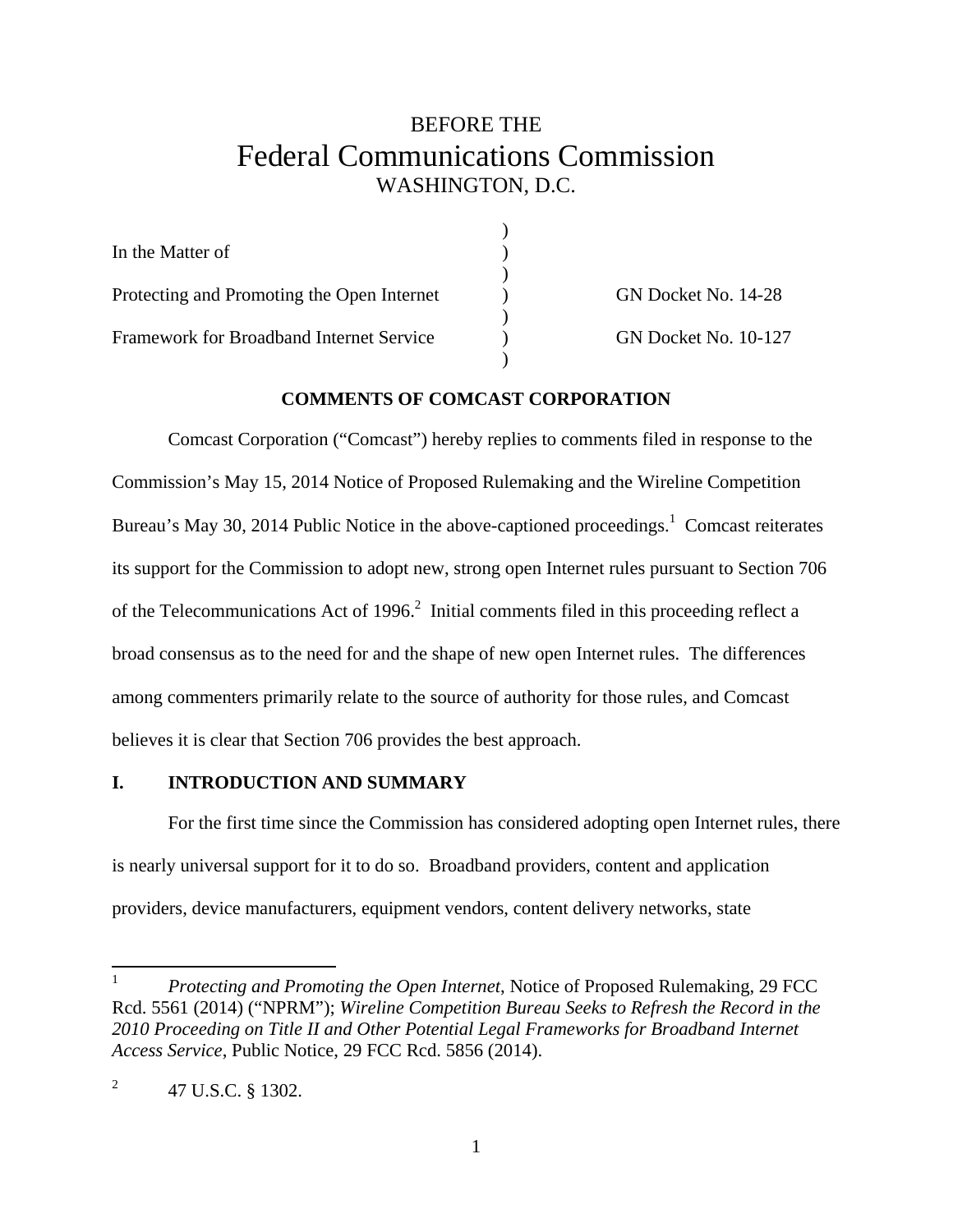BEFORE THE

# Federal Communications Commission

WASHINGTON, D.C.

| | | |
|---|---|---|
| In the Matter of | ) | |
| Protecting and Promoting the Open Internet | ) | GN Docket No. 14-28 |
| Framework for Broadband Internet Service | ) | GN Docket No. 10-127 |

**COMMENTS OF COMCAST CORPORATION**

Comcast Corporation ("Comcast") hereby replies to comments filed in response to the Commission's May 15, 2014 Notice of Proposed Rulemaking and the Wireline Competition Bureau's May 30, 2014 Public Notice in the above-captioned proceedings.[1] Comcast reiterates its support for the Commission to adopt new, strong open Internet rules pursuant to Section 706 of the Telecommunications Act of 1996.[2] Initial comments filed in this proceeding reflect a broad consensus as to the need for and the shape of new open Internet rules. The differences among commenters primarily relate to the source of authority for those rules, and Comcast believes it is clear that Section 706 provides the best approach.

## I. INTRODUCTION AND SUMMARY

For the first time since the Commission has considered adopting open Internet rules, there is nearly universal support for it to do so. Broadband providers, content and application providers, device manufacturers, equipment vendors, content delivery networks, state

---

[1] *Protecting and Promoting the Open Internet*, Notice of Proposed Rulemaking, 29 FCC Rcd. 5561 (2014) ("NPRM"); *Wireline Competition Bureau Seeks to Refresh the Record in the 2010 Proceeding on Title II and Other Potential Legal Frameworks for Broadband Internet Access Service*, Public Notice, 29 FCC Rcd. 5856 (2014).

[2] 47 U.S.C. § 1302.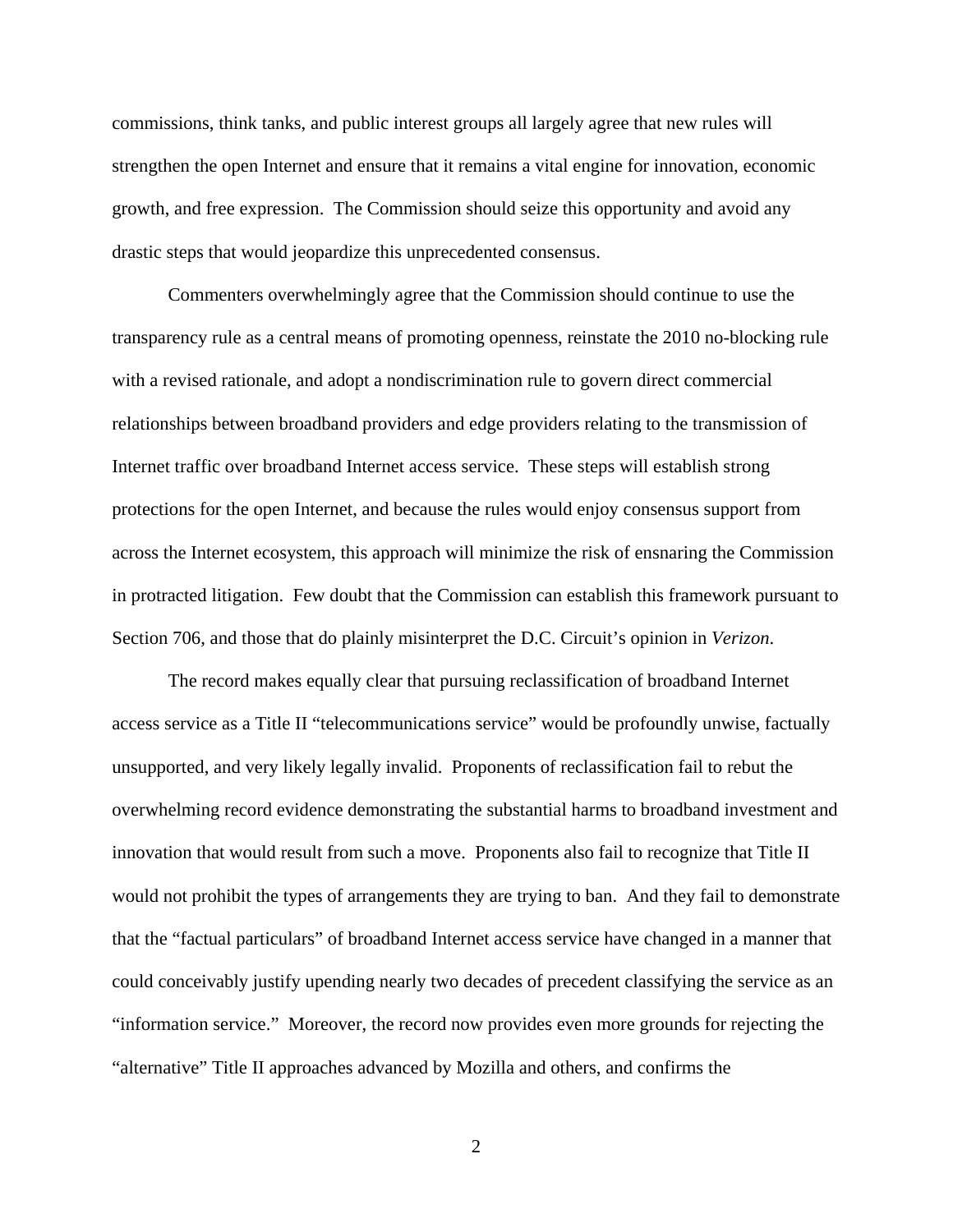commissions, think tanks, and public interest groups all largely agree that new rules will strengthen the open Internet and ensure that it remains a vital engine for innovation, economic growth, and free expression. The Commission should seize this opportunity and avoid any drastic steps that would jeopardize this unprecedented consensus.

Commenters overwhelmingly agree that the Commission should continue to use the transparency rule as a central means of promoting openness, reinstate the 2010 no-blocking rule with a revised rationale, and adopt a nondiscrimination rule to govern direct commercial relationships between broadband providers and edge providers relating to the transmission of Internet traffic over broadband Internet access service. These steps will establish strong protections for the open Internet, and because the rules would enjoy consensus support from across the Internet ecosystem, this approach will minimize the risk of ensnaring the Commission in protracted litigation. Few doubt that the Commission can establish this framework pursuant to Section 706, and those that do plainly misinterpret the D.C. Circuit's opinion in *Verizon*.

The record makes equally clear that pursuing reclassification of broadband Internet access service as a Title II "telecommunications service" would be profoundly unwise, factually unsupported, and very likely legally invalid. Proponents of reclassification fail to rebut the overwhelming record evidence demonstrating the substantial harms to broadband investment and innovation that would result from such a move. Proponents also fail to recognize that Title II would not prohibit the types of arrangements they are trying to ban. And they fail to demonstrate that the "factual particulars" of broadband Internet access service have changed in a manner that could conceivably justify upending nearly two decades of precedent classifying the service as an "information service." Moreover, the record now provides even more grounds for rejecting the "alternative" Title II approaches advanced by Mozilla and others, and confirms the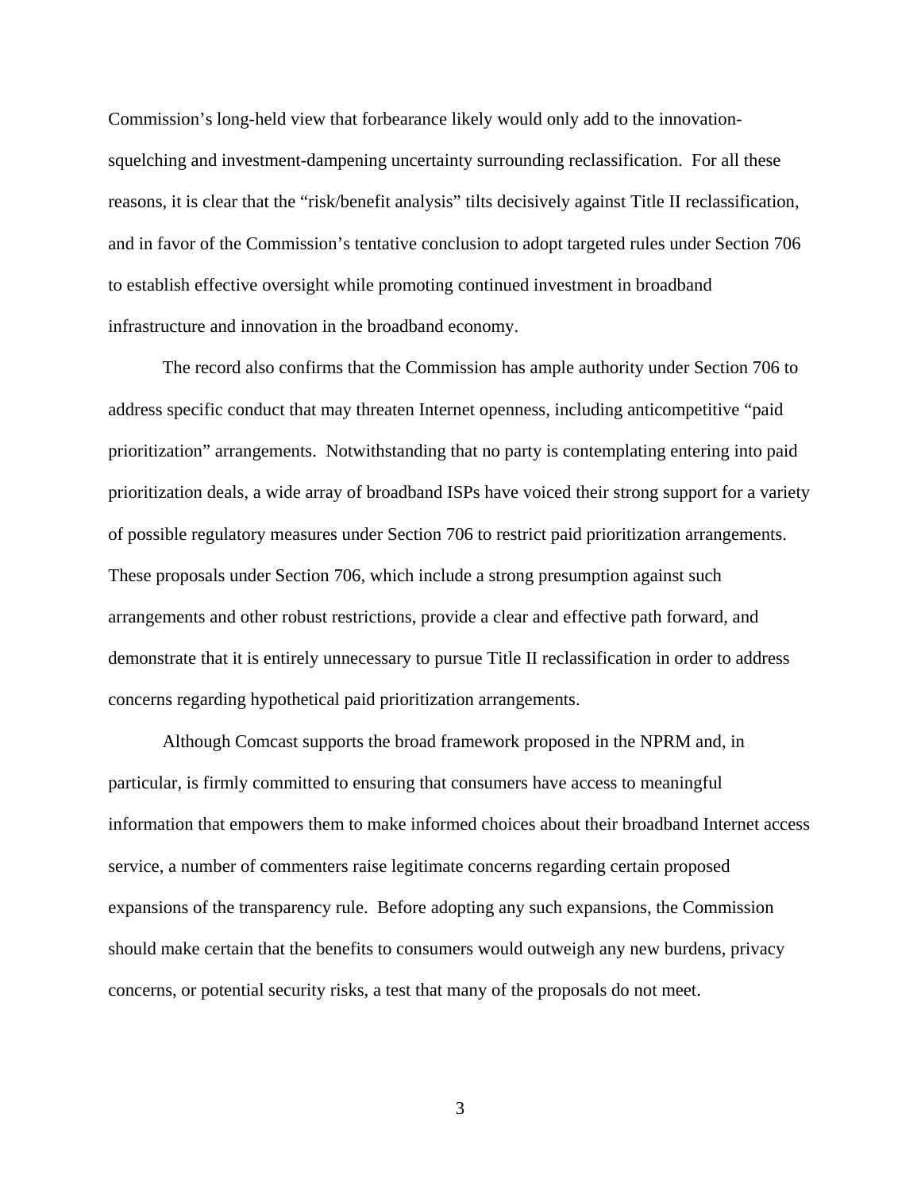Commission's long-held view that forbearance likely would only add to the innovation-squelching and investment-dampening uncertainty surrounding reclassification. For all these reasons, it is clear that the "risk/benefit analysis" tilts decisively against Title II reclassification, and in favor of the Commission's tentative conclusion to adopt targeted rules under Section 706 to establish effective oversight while promoting continued investment in broadband infrastructure and innovation in the broadband economy.

The record also confirms that the Commission has ample authority under Section 706 to address specific conduct that may threaten Internet openness, including anticompetitive "paid prioritization" arrangements. Notwithstanding that no party is contemplating entering into paid prioritization deals, a wide array of broadband ISPs have voiced their strong support for a variety of possible regulatory measures under Section 706 to restrict paid prioritization arrangements. These proposals under Section 706, which include a strong presumption against such arrangements and other robust restrictions, provide a clear and effective path forward, and demonstrate that it is entirely unnecessary to pursue Title II reclassification in order to address concerns regarding hypothetical paid prioritization arrangements.

Although Comcast supports the broad framework proposed in the NPRM and, in particular, is firmly committed to ensuring that consumers have access to meaningful information that empowers them to make informed choices about their broadband Internet access service, a number of commenters raise legitimate concerns regarding certain proposed expansions of the transparency rule. Before adopting any such expansions, the Commission should make certain that the benefits to consumers would outweigh any new burdens, privacy concerns, or potential security risks, a test that many of the proposals do not meet.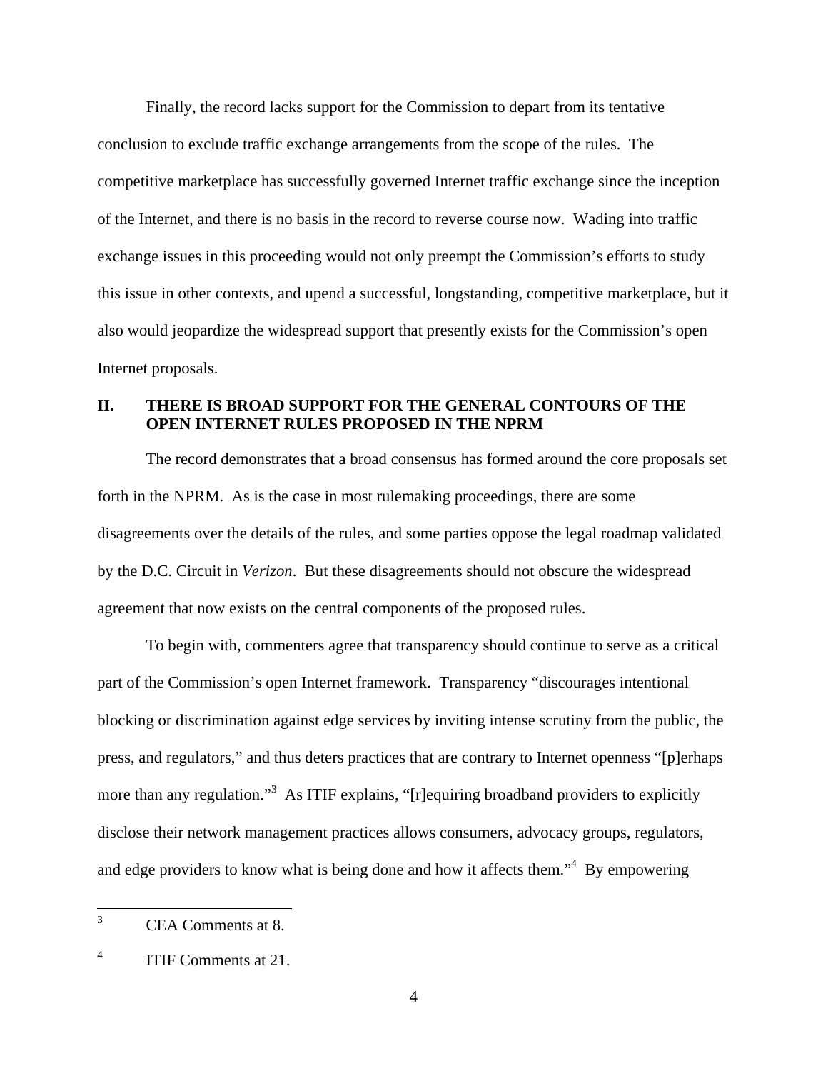Finally, the record lacks support for the Commission to depart from its tentative conclusion to exclude traffic exchange arrangements from the scope of the rules. The competitive marketplace has successfully governed Internet traffic exchange since the inception of the Internet, and there is no basis in the record to reverse course now. Wading into traffic exchange issues in this proceeding would not only preempt the Commission's efforts to study this issue in other contexts, and upend a successful, longstanding, competitive marketplace, but it also would jeopardize the widespread support that presently exists for the Commission's open Internet proposals.

## II. THERE IS BROAD SUPPORT FOR THE GENERAL CONTOURS OF THE OPEN INTERNET RULES PROPOSED IN THE NPRM

The record demonstrates that a broad consensus has formed around the core proposals set forth in the NPRM. As is the case in most rulemaking proceedings, there are some disagreements over the details of the rules, and some parties oppose the legal roadmap validated by the D.C. Circuit in *Verizon*. But these disagreements should not obscure the widespread agreement that now exists on the central components of the proposed rules.

To begin with, commenters agree that transparency should continue to serve as a critical part of the Commission's open Internet framework. Transparency "discourages intentional blocking or discrimination against edge services by inviting intense scrutiny from the public, the press, and regulators," and thus deters practices that are contrary to Internet openness "[p]erhaps more than any regulation."[3] As ITIF explains, "[r]equiring broadband providers to explicitly disclose their network management practices allows consumers, advocacy groups, regulators, and edge providers to know what is being done and how it affects them."[4] By empowering

---

[3] CEA Comments at 8.

[4] ITIF Comments at 21.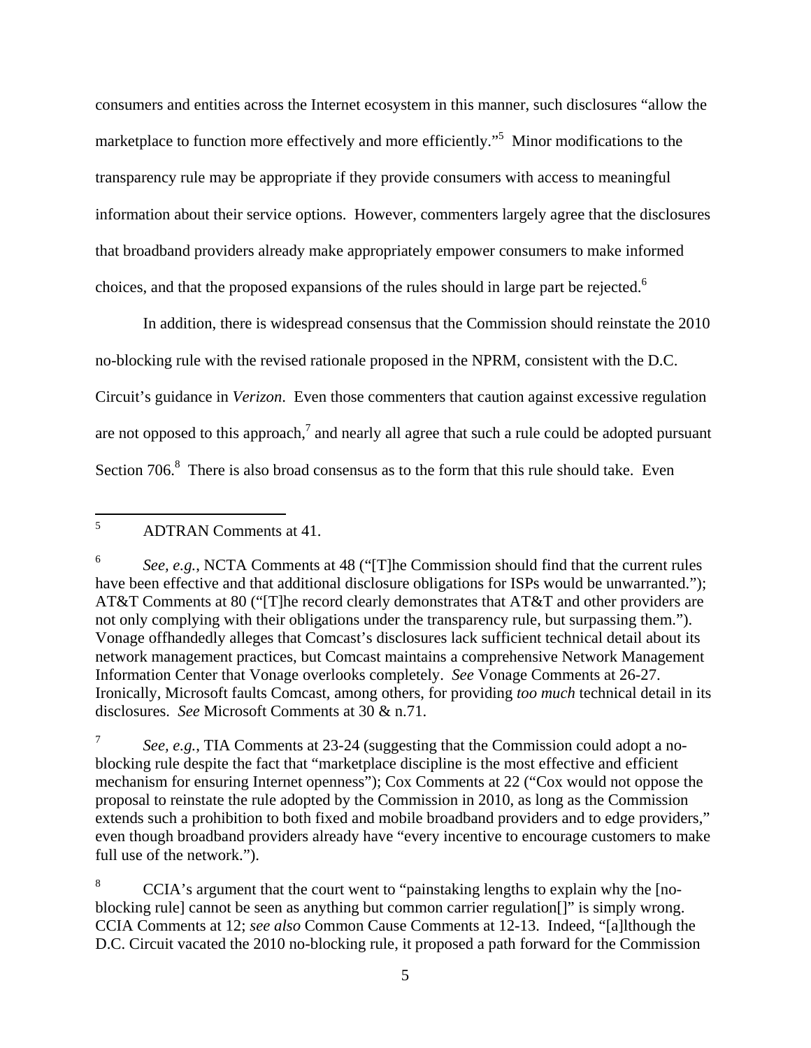consumers and entities across the Internet ecosystem in this manner, such disclosures "allow the marketplace to function more effectively and more efficiently."[5] Minor modifications to the transparency rule may be appropriate if they provide consumers with access to meaningful information about their service options. However, commenters largely agree that the disclosures that broadband providers already make appropriately empower consumers to make informed choices, and that the proposed expansions of the rules should in large part be rejected.[6]

In addition, there is widespread consensus that the Commission should reinstate the 2010 no-blocking rule with the revised rationale proposed in the NPRM, consistent with the D.C. Circuit's guidance in *Verizon*. Even those commenters that caution against excessive regulation are not opposed to this approach,[7] and nearly all agree that such a rule could be adopted pursuant Section 706.[8] There is also broad consensus as to the form that this rule should take. Even

---

[5] ADTRAN Comments at 41.

[6] *See, e.g.*, NCTA Comments at 48 ("[T]he Commission should find that the current rules have been effective and that additional disclosure obligations for ISPs would be unwarranted."); AT&T Comments at 80 ("[T]he record clearly demonstrates that AT&T and other providers are not only complying with their obligations under the transparency rule, but surpassing them."). Vonage offhandedly alleges that Comcast's disclosures lack sufficient technical detail about its network management practices, but Comcast maintains a comprehensive Network Management Information Center that Vonage overlooks completely. *See* Vonage Comments at 26-27. Ironically, Microsoft faults Comcast, among others, for providing *too much* technical detail in its disclosures. *See* Microsoft Comments at 30 & n.71.

[7] *See, e.g.*, TIA Comments at 23-24 (suggesting that the Commission could adopt a no-blocking rule despite the fact that "marketplace discipline is the most effective and efficient mechanism for ensuring Internet openness"); Cox Comments at 22 ("Cox would not oppose the proposal to reinstate the rule adopted by the Commission in 2010, as long as the Commission extends such a prohibition to both fixed and mobile broadband providers and to edge providers," even though broadband providers already have "every incentive to encourage customers to make full use of the network.").

[8] CCIA's argument that the court went to "painstaking lengths to explain why the [no-blocking rule] cannot be seen as anything but common carrier regulation[]" is simply wrong. CCIA Comments at 12; *see also* Common Cause Comments at 12-13. Indeed, "[a]lthough the D.C. Circuit vacated the 2010 no-blocking rule, it proposed a path forward for the Commission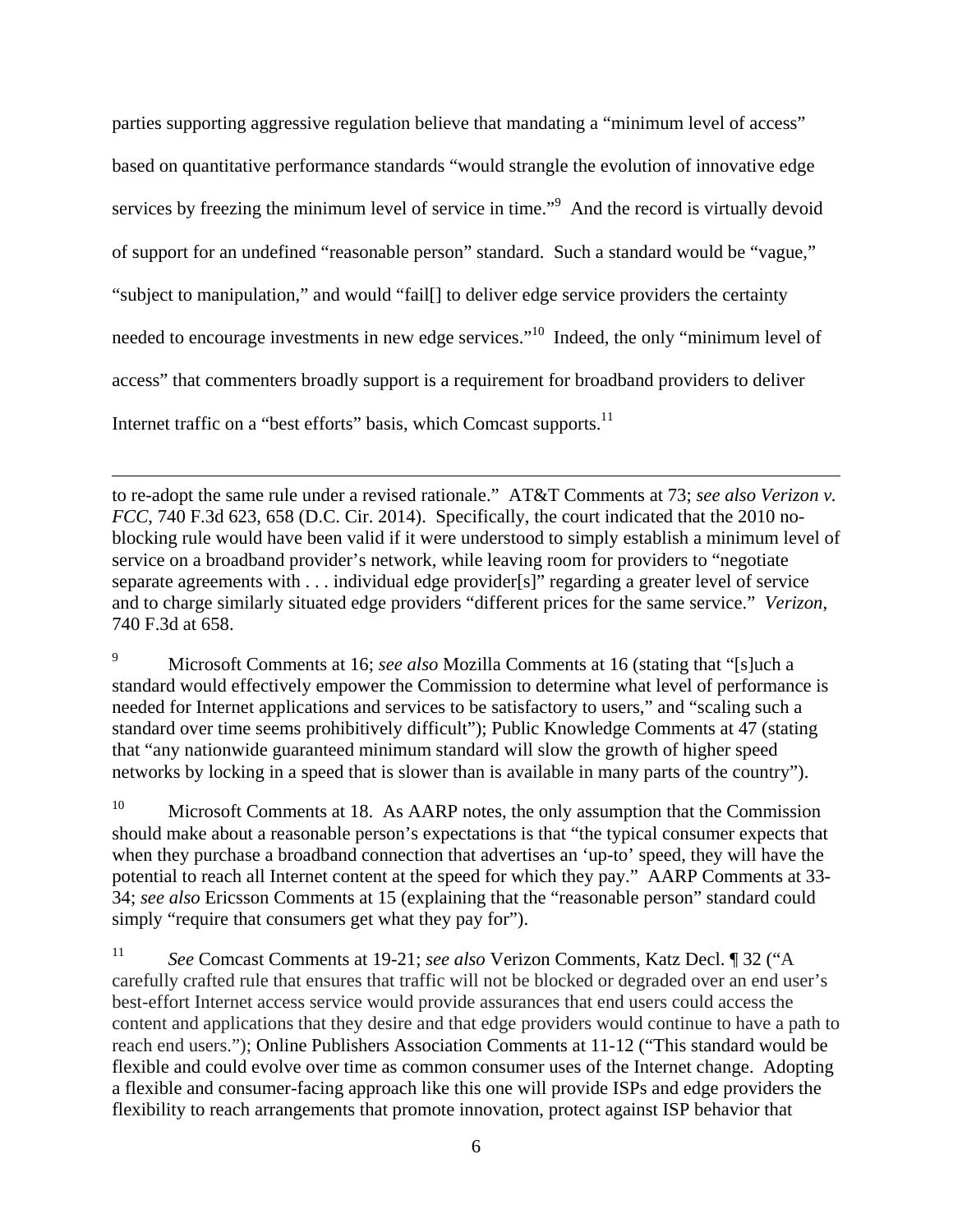parties supporting aggressive regulation believe that mandating a "minimum level of access" based on quantitative performance standards "would strangle the evolution of innovative edge services by freezing the minimum level of service in time."[9] And the record is virtually devoid of support for an undefined "reasonable person" standard. Such a standard would be "vague," "subject to manipulation," and would "fail[] to deliver edge service providers the certainty needed to encourage investments in new edge services."[10] Indeed, the only "minimum level of access" that commenters broadly support is a requirement for broadband providers to deliver Internet traffic on a "best efforts" basis, which Comcast supports.[11]

---

to re-adopt the same rule under a revised rationale." AT&T Comments at 73; *see also Verizon v. FCC*, 740 F.3d 623, 658 (D.C. Cir. 2014). Specifically, the court indicated that the 2010 no-blocking rule would have been valid if it were understood to simply establish a minimum level of service on a broadband provider's network, while leaving room for providers to "negotiate separate agreements with . . . individual edge provider[s]" regarding a greater level of service and to charge similarly situated edge providers "different prices for the same service." *Verizon*, 740 F.3d at 658.

9 Microsoft Comments at 16; *see also* Mozilla Comments at 16 (stating that "[s]uch a standard would effectively empower the Commission to determine what level of performance is needed for Internet applications and services to be satisfactory to users," and "scaling such a standard over time seems prohibitively difficult"); Public Knowledge Comments at 47 (stating that "any nationwide guaranteed minimum standard will slow the growth of higher speed networks by locking in a speed that is slower than is available in many parts of the country").

10 Microsoft Comments at 18. As AARP notes, the only assumption that the Commission should make about a reasonable person's expectations is that "the typical consumer expects that when they purchase a broadband connection that advertises an 'up-to' speed, they will have the potential to reach all Internet content at the speed for which they pay." AARP Comments at 33-34; *see also* Ericsson Comments at 15 (explaining that the "reasonable person" standard could simply "require that consumers get what they pay for").

11 *See* Comcast Comments at 19-21; *see also* Verizon Comments, Katz Decl. ¶ 32 ("A carefully crafted rule that ensures that traffic will not be blocked or degraded over an end user's best-effort Internet access service would provide assurances that end users could access the content and applications that they desire and that edge providers would continue to have a path to reach end users."); Online Publishers Association Comments at 11-12 ("This standard would be flexible and could evolve over time as common consumer uses of the Internet change. Adopting a flexible and consumer-facing approach like this one will provide ISPs and edge providers the flexibility to reach arrangements that promote innovation, protect against ISP behavior that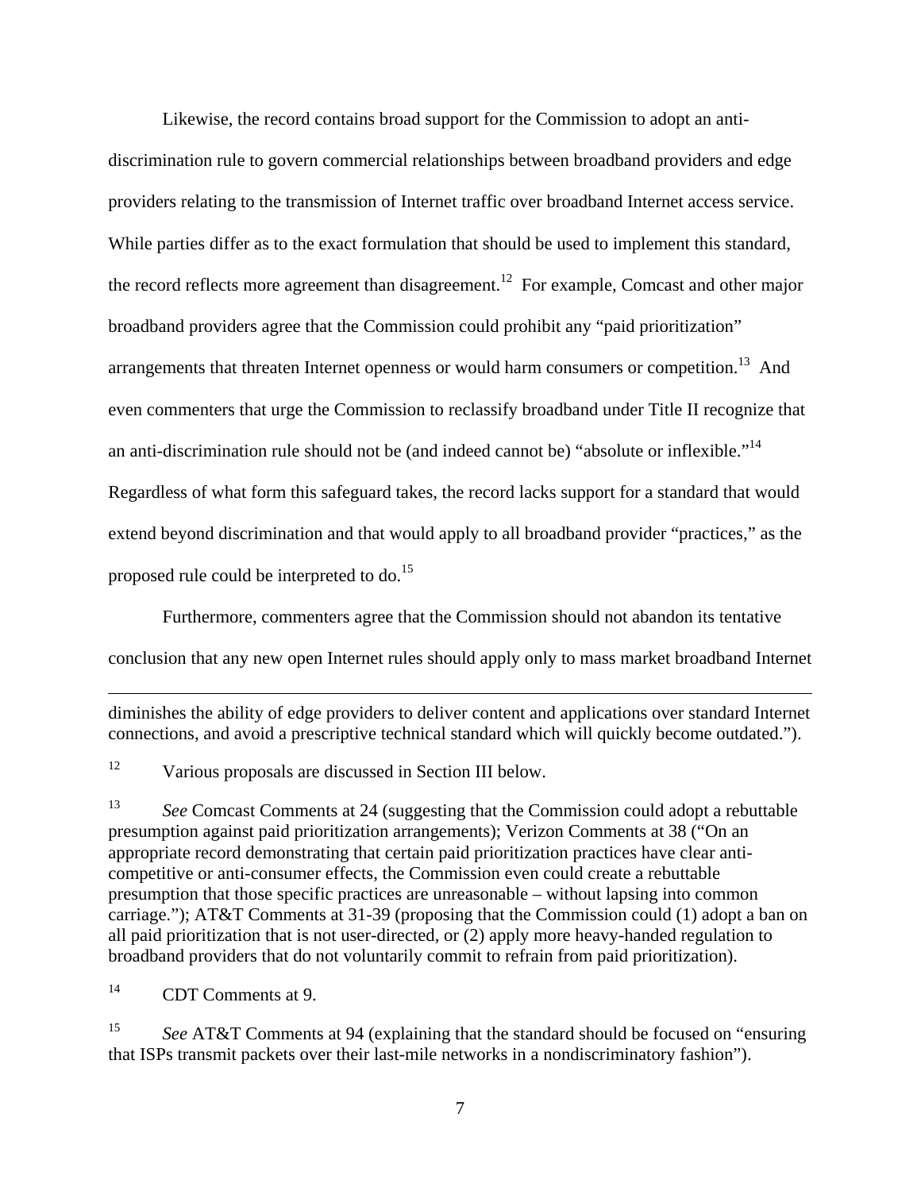Likewise, the record contains broad support for the Commission to adopt an anti-discrimination rule to govern commercial relationships between broadband providers and edge providers relating to the transmission of Internet traffic over broadband Internet access service. While parties differ as to the exact formulation that should be used to implement this standard, the record reflects more agreement than disagreement.[12] For example, Comcast and other major broadband providers agree that the Commission could prohibit any "paid prioritization" arrangements that threaten Internet openness or would harm consumers or competition.[13] And even commenters that urge the Commission to reclassify broadband under Title II recognize that an anti-discrimination rule should not be (and indeed cannot be) "absolute or inflexible."[14] Regardless of what form this safeguard takes, the record lacks support for a standard that would extend beyond discrimination and that would apply to all broadband provider "practices," as the proposed rule could be interpreted to do.[15]

Furthermore, commenters agree that the Commission should not abandon its tentative conclusion that any new open Internet rules should apply only to mass market broadband Internet

---

diminishes the ability of edge providers to deliver content and applications over standard Internet connections, and avoid a prescriptive technical standard which will quickly become outdated.").

[12] Various proposals are discussed in Section III below.

[13] *See* Comcast Comments at 24 (suggesting that the Commission could adopt a rebuttable presumption against paid prioritization arrangements); Verizon Comments at 38 ("On an appropriate record demonstrating that certain paid prioritization practices have clear anti-competitive or anti-consumer effects, the Commission even could create a rebuttable presumption that those specific practices are unreasonable – without lapsing into common carriage."); AT&T Comments at 31-39 (proposing that the Commission could (1) adopt a ban on all paid prioritization that is not user-directed, or (2) apply more heavy-handed regulation to broadband providers that do not voluntarily commit to refrain from paid prioritization).

[14] CDT Comments at 9.

[15] *See* AT&T Comments at 94 (explaining that the standard should be focused on "ensuring that ISPs transmit packets over their last-mile networks in a nondiscriminatory fashion").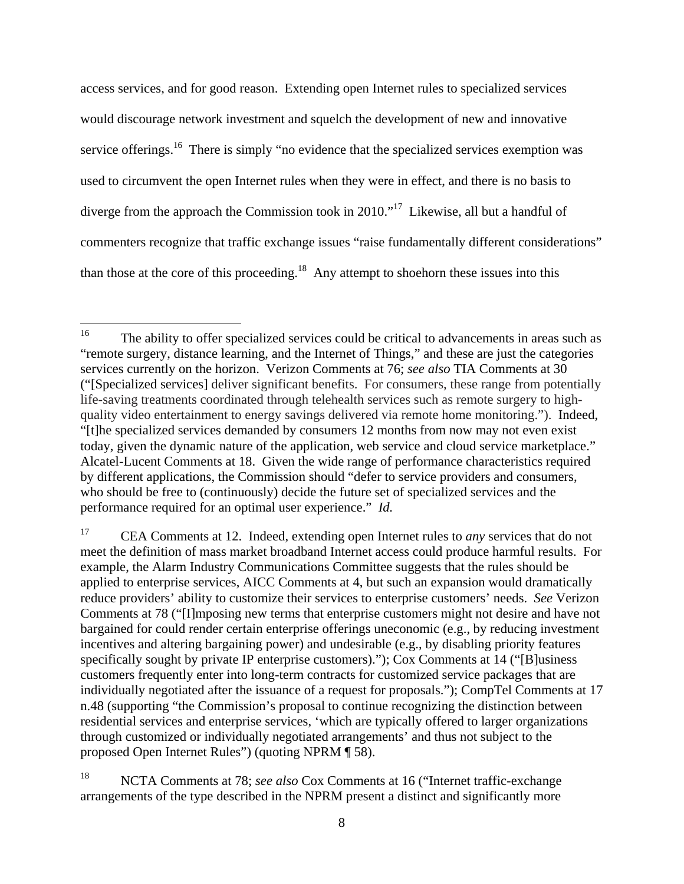access services, and for good reason. Extending open Internet rules to specialized services would discourage network investment and squelch the development of new and innovative service offerings.[16] There is simply "no evidence that the specialized services exemption was used to circumvent the open Internet rules when they were in effect, and there is no basis to diverge from the approach the Commission took in 2010."[17] Likewise, all but a handful of commenters recognize that traffic exchange issues "raise fundamentally different considerations" than those at the core of this proceeding.[18] Any attempt to shoehorn these issues into this

---

[16] The ability to offer specialized services could be critical to advancements in areas such as "remote surgery, distance learning, and the Internet of Things," and these are just the categories services currently on the horizon. Verizon Comments at 76; *see also* TIA Comments at 30 ("[Specialized services] deliver significant benefits. For consumers, these range from potentially life-saving treatments coordinated through telehealth services such as remote surgery to high-quality video entertainment to energy savings delivered via remote home monitoring."). Indeed, "[t]he specialized services demanded by consumers 12 months from now may not even exist today, given the dynamic nature of the application, web service and cloud service marketplace." Alcatel-Lucent Comments at 18. Given the wide range of performance characteristics required by different applications, the Commission should "defer to service providers and consumers, who should be free to (continuously) decide the future set of specialized services and the performance required for an optimal user experience." *Id.*

[17] CEA Comments at 12. Indeed, extending open Internet rules to *any* services that do not meet the definition of mass market broadband Internet access could produce harmful results. For example, the Alarm Industry Communications Committee suggests that the rules should be applied to enterprise services, AICC Comments at 4, but such an expansion would dramatically reduce providers' ability to customize their services to enterprise customers' needs. *See* Verizon Comments at 78 ("[I]mposing new terms that enterprise customers might not desire and have not bargained for could render certain enterprise offerings uneconomic (e.g., by reducing investment incentives and altering bargaining power) and undesirable (e.g., by disabling priority features specifically sought by private IP enterprise customers)."); Cox Comments at 14 ("[B]usiness customers frequently enter into long-term contracts for customized service packages that are individually negotiated after the issuance of a request for proposals."); CompTel Comments at 17 n.48 (supporting "the Commission's proposal to continue recognizing the distinction between residential services and enterprise services, 'which are typically offered to larger organizations through customized or individually negotiated arrangements' and thus not subject to the proposed Open Internet Rules") (quoting NPRM ¶ 58).

[18] NCTA Comments at 78; *see also* Cox Comments at 16 ("Internet traffic-exchange arrangements of the type described in the NPRM present a distinct and significantly more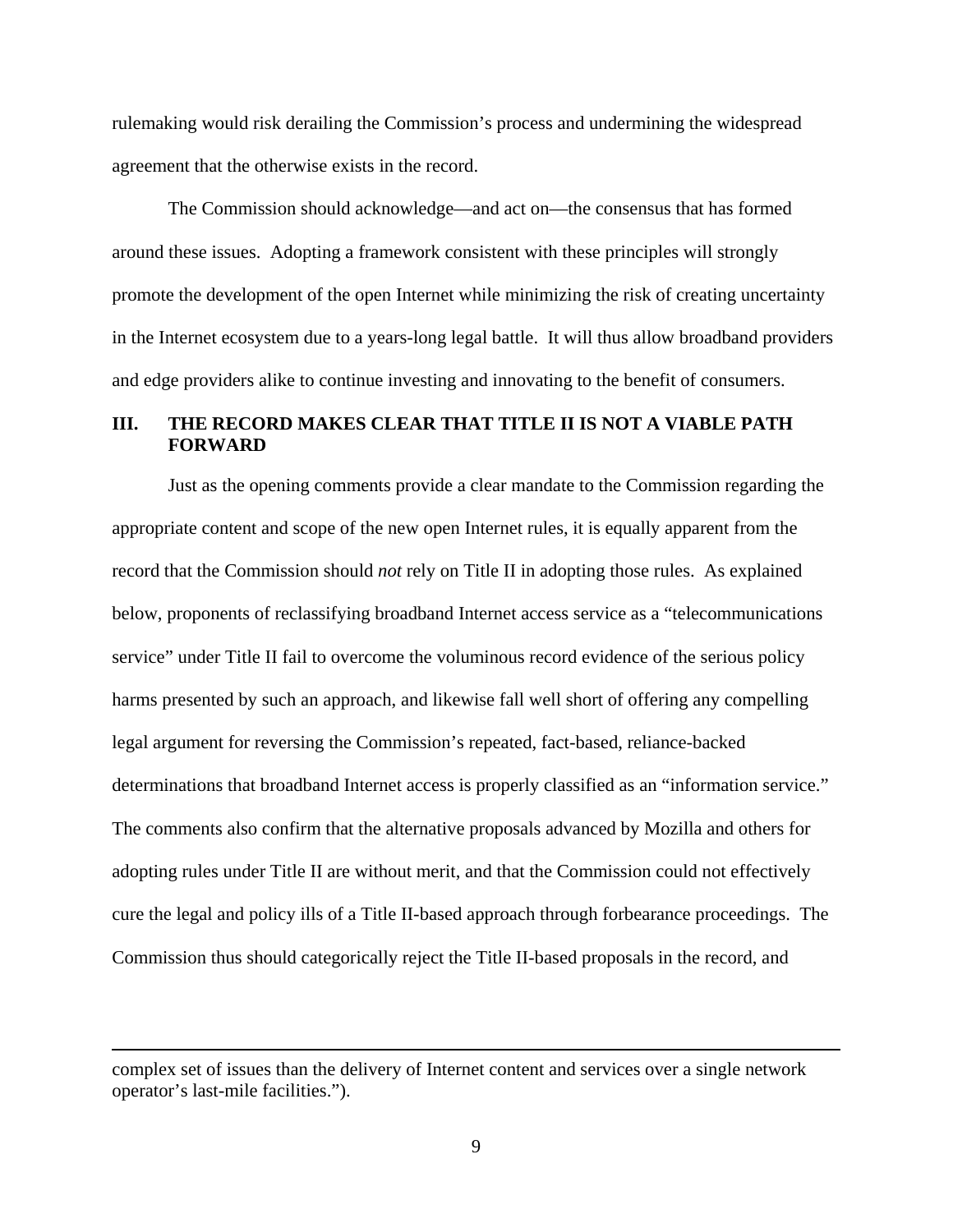rulemaking would risk derailing the Commission's process and undermining the widespread agreement that the otherwise exists in the record.

The Commission should acknowledge—and act on—the consensus that has formed around these issues. Adopting a framework consistent with these principles will strongly promote the development of the open Internet while minimizing the risk of creating uncertainty in the Internet ecosystem due to a years-long legal battle. It will thus allow broadband providers and edge providers alike to continue investing and innovating to the benefit of consumers.

## III. THE RECORD MAKES CLEAR THAT TITLE II IS NOT A VIABLE PATH FORWARD

Just as the opening comments provide a clear mandate to the Commission regarding the appropriate content and scope of the new open Internet rules, it is equally apparent from the record that the Commission should *not* rely on Title II in adopting those rules. As explained below, proponents of reclassifying broadband Internet access service as a "telecommunications service" under Title II fail to overcome the voluminous record evidence of the serious policy harms presented by such an approach, and likewise fall well short of offering any compelling legal argument for reversing the Commission's repeated, fact-based, reliance-backed determinations that broadband Internet access is properly classified as an "information service." The comments also confirm that the alternative proposals advanced by Mozilla and others for adopting rules under Title II are without merit, and that the Commission could not effectively cure the legal and policy ills of a Title II-based approach through forbearance proceedings. The Commission thus should categorically reject the Title II-based proposals in the record, and

---

complex set of issues than the delivery of Internet content and services over a single network operator's last-mile facilities.").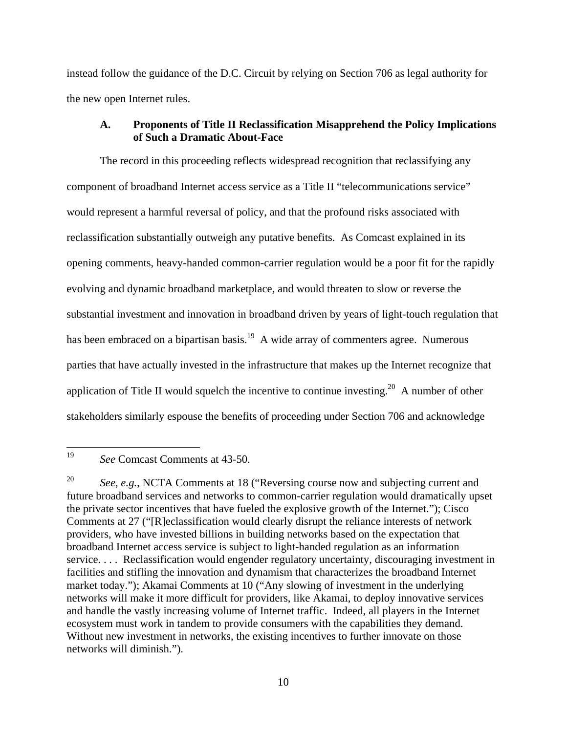instead follow the guidance of the D.C. Circuit by relying on Section 706 as legal authority for the new open Internet rules.

### A. Proponents of Title II Reclassification Misapprehend the Policy Implications of Such a Dramatic About-Face

The record in this proceeding reflects widespread recognition that reclassifying any component of broadband Internet access service as a Title II "telecommunications service" would represent a harmful reversal of policy, and that the profound risks associated with reclassification substantially outweigh any putative benefits. As Comcast explained in its opening comments, heavy-handed common-carrier regulation would be a poor fit for the rapidly evolving and dynamic broadband marketplace, and would threaten to slow or reverse the substantial investment and innovation in broadband driven by years of light-touch regulation that has been embraced on a bipartisan basis.[19] A wide array of commenters agree. Numerous parties that have actually invested in the infrastructure that makes up the Internet recognize that application of Title II would squelch the incentive to continue investing.[20] A number of other stakeholders similarly espouse the benefits of proceeding under Section 706 and acknowledge

---

[19] *See* Comcast Comments at 43-50.

[20] *See, e.g.*, NCTA Comments at 18 ("Reversing course now and subjecting current and future broadband services and networks to common-carrier regulation would dramatically upset the private sector incentives that have fueled the explosive growth of the Internet."); Cisco Comments at 27 ("[R]eclassification would clearly disrupt the reliance interests of network providers, who have invested billions in building networks based on the expectation that broadband Internet access service is subject to light-handed regulation as an information service. . . . Reclassification would engender regulatory uncertainty, discouraging investment in facilities and stifling the innovation and dynamism that characterizes the broadband Internet market today."); Akamai Comments at 10 ("Any slowing of investment in the underlying networks will make it more difficult for providers, like Akamai, to deploy innovative services and handle the vastly increasing volume of Internet traffic. Indeed, all players in the Internet ecosystem must work in tandem to provide consumers with the capabilities they demand. Without new investment in networks, the existing incentives to further innovate on those networks will diminish.").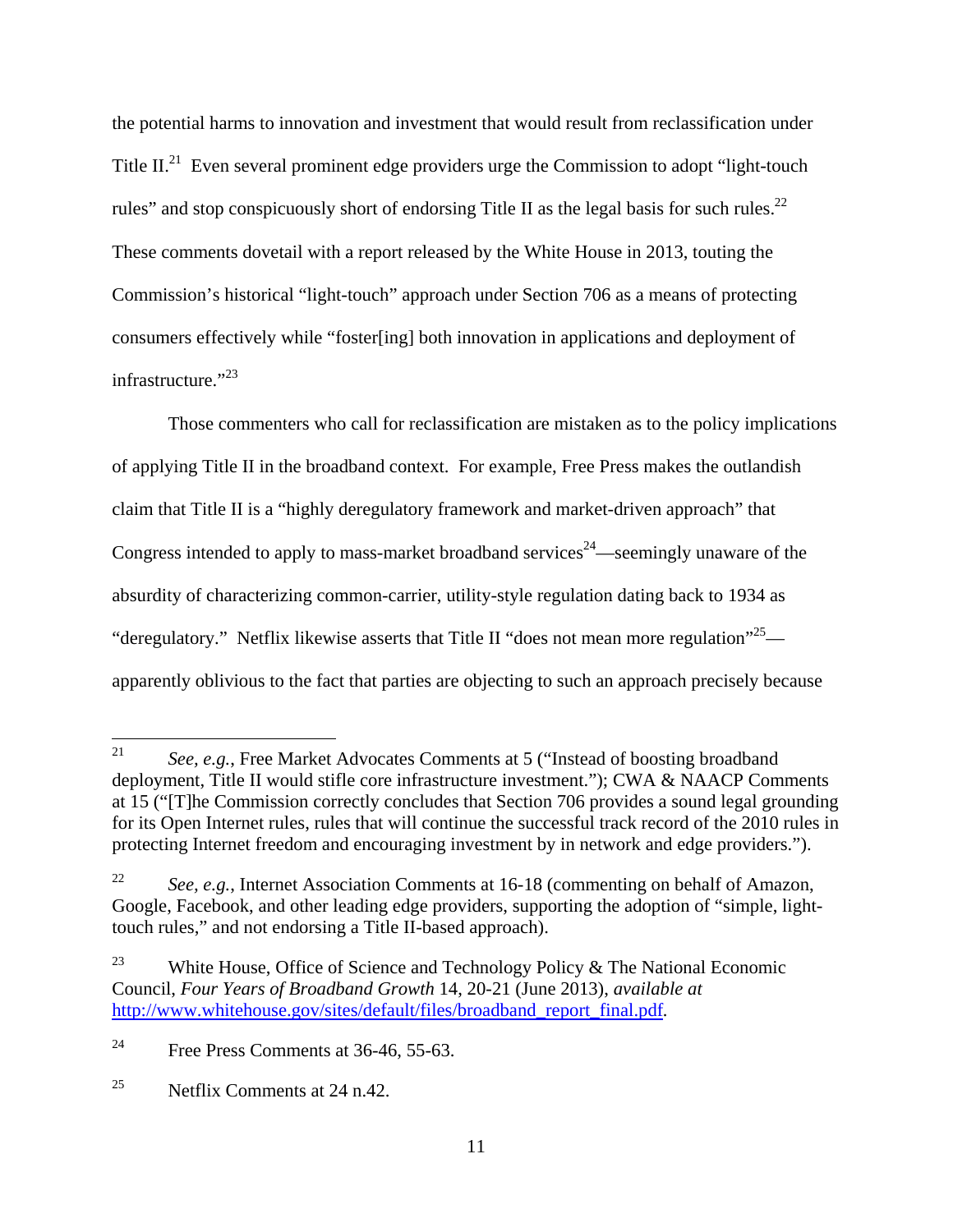the potential harms to innovation and investment that would result from reclassification under Title II.[21] Even several prominent edge providers urge the Commission to adopt "light-touch rules" and stop conspicuously short of endorsing Title II as the legal basis for such rules.[22] These comments dovetail with a report released by the White House in 2013, touting the Commission's historical "light-touch" approach under Section 706 as a means of protecting consumers effectively while "foster[ing] both innovation in applications and deployment of infrastructure."[23]

Those commenters who call for reclassification are mistaken as to the policy implications of applying Title II in the broadband context. For example, Free Press makes the outlandish claim that Title II is a "highly deregulatory framework and market-driven approach" that Congress intended to apply to mass-market broadband services[24]—seemingly unaware of the absurdity of characterizing common-carrier, utility-style regulation dating back to 1934 as "deregulatory." Netflix likewise asserts that Title II "does not mean more regulation"[25]—apparently oblivious to the fact that parties are objecting to such an approach precisely because

---

[21] *See, e.g.*, Free Market Advocates Comments at 5 ("Instead of boosting broadband deployment, Title II would stifle core infrastructure investment."); CWA & NAACP Comments at 15 ("[T]he Commission correctly concludes that Section 706 provides a sound legal grounding for its Open Internet rules, rules that will continue the successful track record of the 2010 rules in protecting Internet freedom and encouraging investment by in network and edge providers.").

[22] *See, e.g.*, Internet Association Comments at 16-18 (commenting on behalf of Amazon, Google, Facebook, and other leading edge providers, supporting the adoption of "simple, light-touch rules," and not endorsing a Title II-based approach).

[23] White House, Office of Science and Technology Policy & The National Economic Council, *Four Years of Broadband Growth* 14, 20-21 (June 2013), *available at* http://www.whitehouse.gov/sites/default/files/broadband_report_final.pdf.

[24] Free Press Comments at 36-46, 55-63.

[25] Netflix Comments at 24 n.42.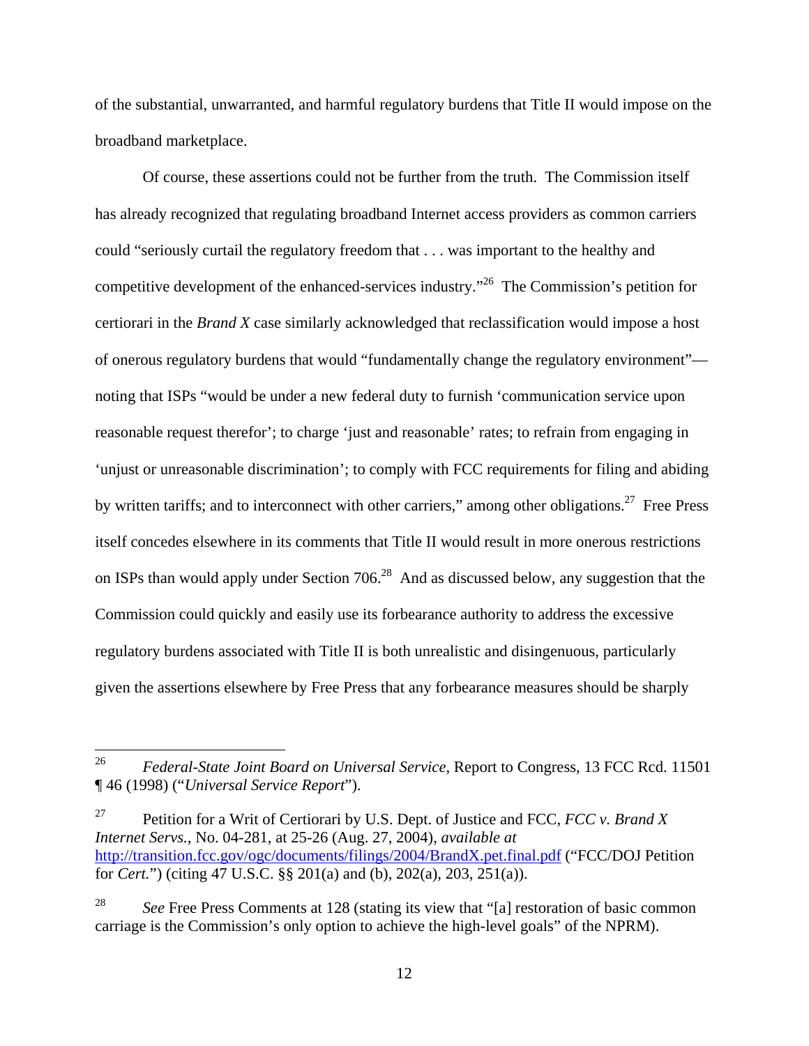of the substantial, unwarranted, and harmful regulatory burdens that Title II would impose on the broadband marketplace.

Of course, these assertions could not be further from the truth. The Commission itself has already recognized that regulating broadband Internet access providers as common carriers could "seriously curtail the regulatory freedom that . . . was important to the healthy and competitive development of the enhanced-services industry."[26] The Commission's petition for certiorari in the *Brand X* case similarly acknowledged that reclassification would impose a host of onerous regulatory burdens that would "fundamentally change the regulatory environment"—noting that ISPs "would be under a new federal duty to furnish 'communication service upon reasonable request therefor'; to charge 'just and reasonable' rates; to refrain from engaging in 'unjust or unreasonable discrimination'; to comply with FCC requirements for filing and abiding by written tariffs; and to interconnect with other carriers," among other obligations.[27] Free Press itself concedes elsewhere in its comments that Title II would result in more onerous restrictions on ISPs than would apply under Section 706.[28] And as discussed below, any suggestion that the Commission could quickly and easily use its forbearance authority to address the excessive regulatory burdens associated with Title II is both unrealistic and disingenuous, particularly given the assertions elsewhere by Free Press that any forbearance measures should be sharply

---

[26] *Federal-State Joint Board on Universal Service*, Report to Congress, 13 FCC Rcd. 11501 ¶ 46 (1998) ("*Universal Service Report*").

[27] Petition for a Writ of Certiorari by U.S. Dept. of Justice and FCC, *FCC v. Brand X Internet Servs.*, No. 04-281, at 25-26 (Aug. 27, 2004), *available at* http://transition.fcc.gov/ogc/documents/filings/2004/BrandX.pet.final.pdf ("FCC/DOJ Petition for *Cert.*") (citing 47 U.S.C. §§ 201(a) and (b), 202(a), 203, 251(a)).

[28] *See* Free Press Comments at 128 (stating its view that "[a] restoration of basic common carriage is the Commission's only option to achieve the high-level goals" of the NPRM).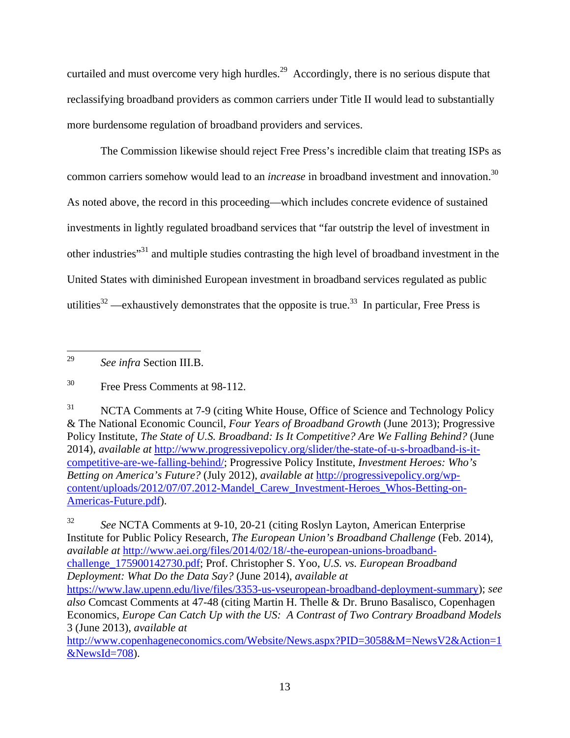curtailed and must overcome very high hurdles.[29] Accordingly, there is no serious dispute that reclassifying broadband providers as common carriers under Title II would lead to substantially more burdensome regulation of broadband providers and services.

The Commission likewise should reject Free Press's incredible claim that treating ISPs as common carriers somehow would lead to an *increase* in broadband investment and innovation.[30] As noted above, the record in this proceeding—which includes concrete evidence of sustained investments in lightly regulated broadband services that "far outstrip the level of investment in other industries"[31] and multiple studies contrasting the high level of broadband investment in the United States with diminished European investment in broadband services regulated as public utilities[32] —exhaustively demonstrates that the opposite is true.[33] In particular, Free Press is

---

[29] *See infra* Section III.B.

[30] Free Press Comments at 98-112.

[31] NCTA Comments at 7-9 (citing White House, Office of Science and Technology Policy & The National Economic Council, *Four Years of Broadband Growth* (June 2013); Progressive Policy Institute, *The State of U.S. Broadband: Is It Competitive? Are We Falling Behind?* (June 2014), *available at* http://www.progressivepolicy.org/slider/the-state-of-u-s-broadband-is-it-competitive-are-we-falling-behind/; Progressive Policy Institute, *Investment Heroes: Who's Betting on America's Future?* (July 2012), *available at* http://progressivepolicy.org/wp-content/uploads/2012/07/07.2012-Mandel_Carew_Investment-Heroes_Whos-Betting-on-Americas-Future.pdf).

[32] *See* NCTA Comments at 9-10, 20-21 (citing Roslyn Layton, American Enterprise Institute for Public Policy Research, *The European Union's Broadband Challenge* (Feb. 2014), *available at* http://www.aei.org/files/2014/02/18/-the-european-unions-broadband-challenge_175900142730.pdf; Prof. Christopher S. Yoo, *U.S. vs. European Broadband Deployment: What Do the Data Say?* (June 2014), *available at* https://www.law.upenn.edu/live/files/3353-us-vseuropean-broadband-deployment-summary); *see also* Comcast Comments at 47-48 (citing Martin H. Thelle & Dr. Bruno Basalisco, Copenhagen Economics, *Europe Can Catch Up with the US: A Contrast of Two Contrary Broadband Models* 3 (June 2013), *available at* http://www.copenhageneconomics.com/Website/News.aspx?PID=3058&M=NewsV2&Action=1&NewsId=708).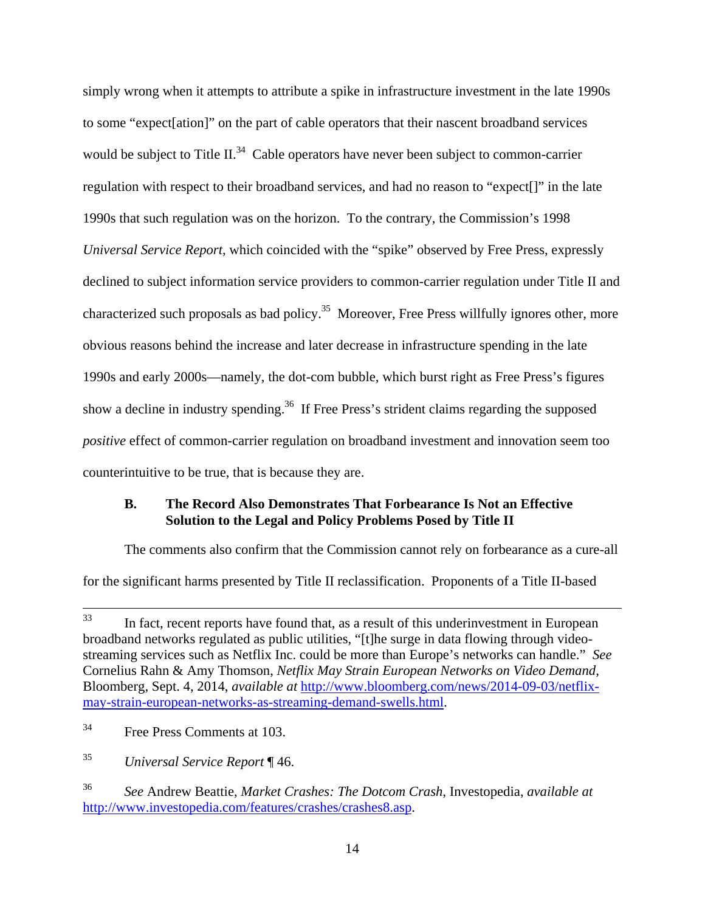simply wrong when it attempts to attribute a spike in infrastructure investment in the late 1990s to some "expect[ation]" on the part of cable operators that their nascent broadband services would be subject to Title II.[34] Cable operators have never been subject to common-carrier regulation with respect to their broadband services, and had no reason to "expect[]" in the late 1990s that such regulation was on the horizon. To the contrary, the Commission's 1998 *Universal Service Report*, which coincided with the "spike" observed by Free Press, expressly declined to subject information service providers to common-carrier regulation under Title II and characterized such proposals as bad policy.[35] Moreover, Free Press willfully ignores other, more obvious reasons behind the increase and later decrease in infrastructure spending in the late 1990s and early 2000s—namely, the dot-com bubble, which burst right as Free Press's figures show a decline in industry spending.[36] If Free Press's strident claims regarding the supposed *positive* effect of common-carrier regulation on broadband investment and innovation seem too counterintuitive to be true, that is because they are.

### B. The Record Also Demonstrates That Forbearance Is Not an Effective Solution to the Legal and Policy Problems Posed by Title II

The comments also confirm that the Commission cannot rely on forbearance as a cure-all for the significant harms presented by Title II reclassification. Proponents of a Title II-based

---

33 In fact, recent reports have found that, as a result of this underinvestment in European broadband networks regulated as public utilities, "[t]he surge in data flowing through video-streaming services such as Netflix Inc. could be more than Europe's networks can handle." *See* Cornelius Rahn & Amy Thomson, *Netflix May Strain European Networks on Video Demand*, Bloomberg, Sept. 4, 2014, *available at* http://www.bloomberg.com/news/2014-09-03/netflix-may-strain-european-networks-as-streaming-demand-swells.html.

34 Free Press Comments at 103.

35 *Universal Service Report* ¶ 46.

36 *See* Andrew Beattie, *Market Crashes: The Dotcom Crash*, Investopedia, *available at* http://www.investopedia.com/features/crashes/crashes8.asp.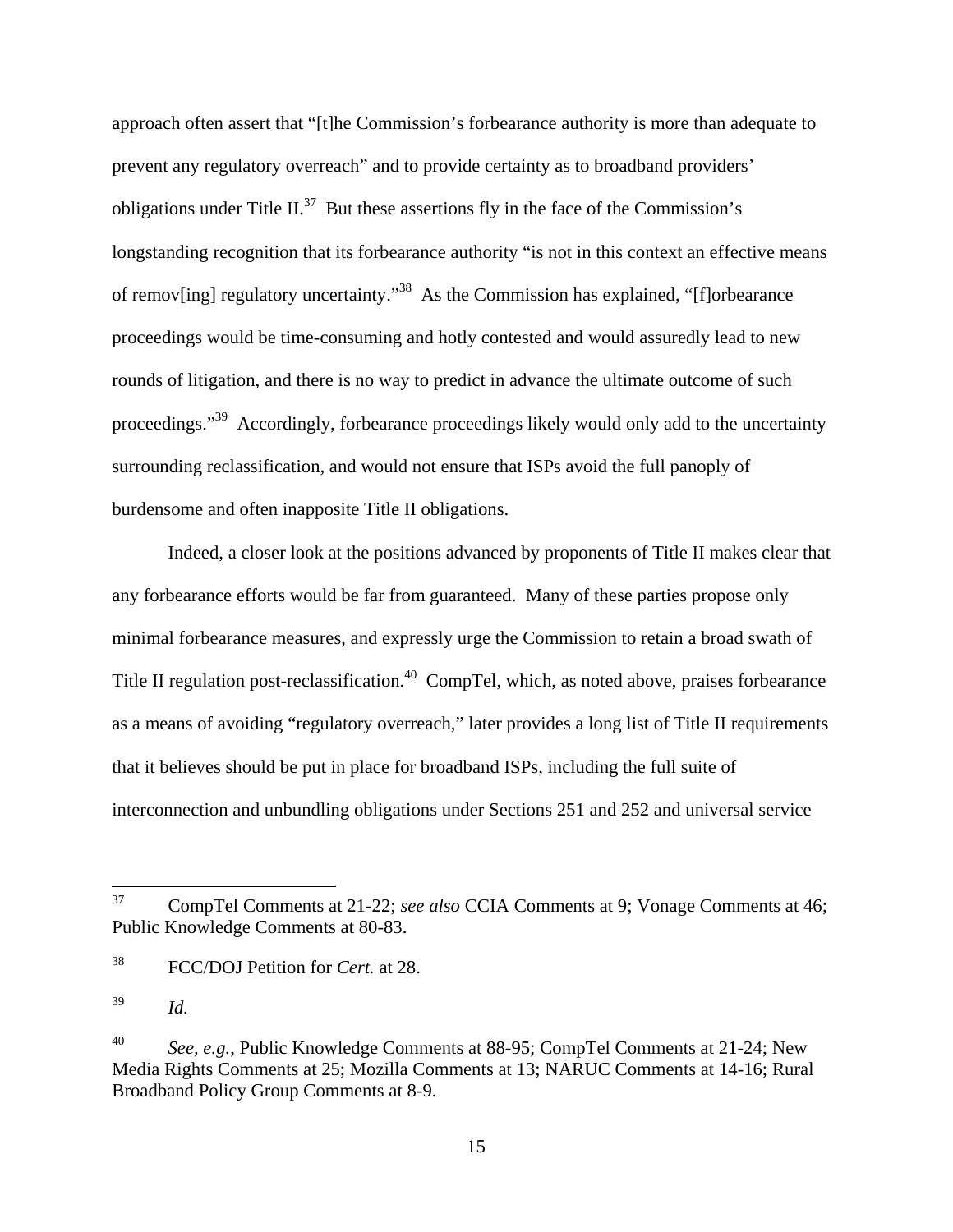approach often assert that "[t]he Commission's forbearance authority is more than adequate to prevent any regulatory overreach" and to provide certainty as to broadband providers' obligations under Title II.[37] But these assertions fly in the face of the Commission's longstanding recognition that its forbearance authority "is not in this context an effective means of remov[ing] regulatory uncertainty."[38] As the Commission has explained, "[f]orbearance proceedings would be time-consuming and hotly contested and would assuredly lead to new rounds of litigation, and there is no way to predict in advance the ultimate outcome of such proceedings."[39] Accordingly, forbearance proceedings likely would only add to the uncertainty surrounding reclassification, and would not ensure that ISPs avoid the full panoply of burdensome and often inapposite Title II obligations.

Indeed, a closer look at the positions advanced by proponents of Title II makes clear that any forbearance efforts would be far from guaranteed. Many of these parties propose only minimal forbearance measures, and expressly urge the Commission to retain a broad swath of Title II regulation post-reclassification.[40] CompTel, which, as noted above, praises forbearance as a means of avoiding "regulatory overreach," later provides a long list of Title II requirements that it believes should be put in place for broadband ISPs, including the full suite of interconnection and unbundling obligations under Sections 251 and 252 and universal service

---

[37] CompTel Comments at 21-22; *see also* CCIA Comments at 9; Vonage Comments at 46; Public Knowledge Comments at 80-83.

[38] FCC/DOJ Petition for *Cert.* at 28.

[39] *Id.*

[40] *See, e.g.*, Public Knowledge Comments at 88-95; CompTel Comments at 21-24; New Media Rights Comments at 25; Mozilla Comments at 13; NARUC Comments at 14-16; Rural Broadband Policy Group Comments at 8-9.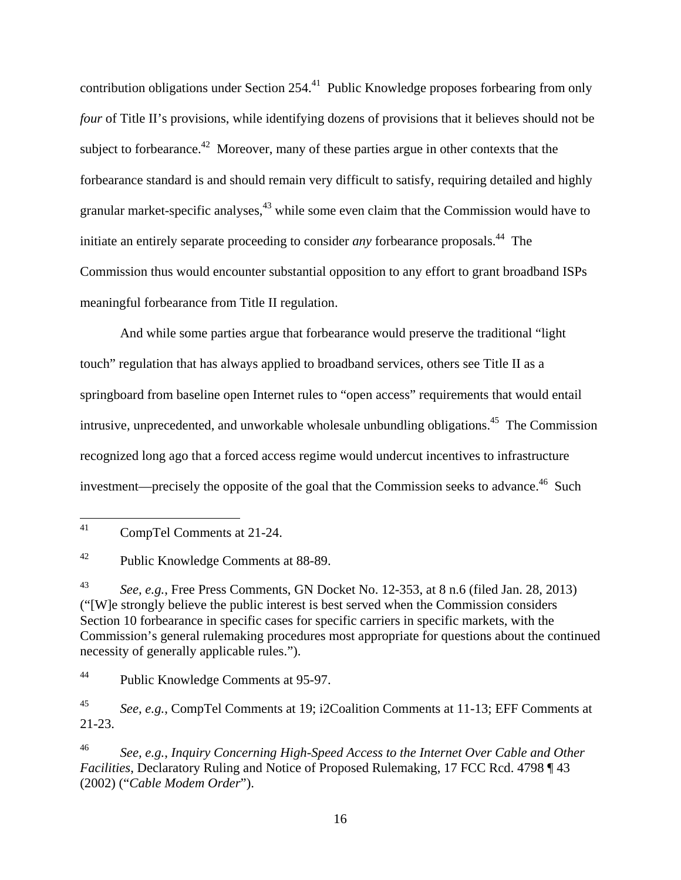contribution obligations under Section 254.[41] Public Knowledge proposes forbearing from only *four* of Title II's provisions, while identifying dozens of provisions that it believes should not be subject to forbearance.[42] Moreover, many of these parties argue in other contexts that the forbearance standard is and should remain very difficult to satisfy, requiring detailed and highly granular market-specific analyses,[43] while some even claim that the Commission would have to initiate an entirely separate proceeding to consider *any* forbearance proposals.[44] The Commission thus would encounter substantial opposition to any effort to grant broadband ISPs meaningful forbearance from Title II regulation.

And while some parties argue that forbearance would preserve the traditional "light touch" regulation that has always applied to broadband services, others see Title II as a springboard from baseline open Internet rules to "open access" requirements that would entail intrusive, unprecedented, and unworkable wholesale unbundling obligations.[45] The Commission recognized long ago that a forced access regime would undercut incentives to infrastructure investment—precisely the opposite of the goal that the Commission seeks to advance.[46] Such

---

[41] CompTel Comments at 21-24.

[42] Public Knowledge Comments at 88-89.

[43] *See, e.g.*, Free Press Comments, GN Docket No. 12-353, at 8 n.6 (filed Jan. 28, 2013) ("[W]e strongly believe the public interest is best served when the Commission considers Section 10 forbearance in specific cases for specific carriers in specific markets, with the Commission's general rulemaking procedures most appropriate for questions about the continued necessity of generally applicable rules.").

[44] Public Knowledge Comments at 95-97.

[45] *See, e.g.*, CompTel Comments at 19; i2Coalition Comments at 11-13; EFF Comments at 21-23.

[46] *See, e.g.*, *Inquiry Concerning High-Speed Access to the Internet Over Cable and Other Facilities*, Declaratory Ruling and Notice of Proposed Rulemaking, 17 FCC Rcd. 4798 ¶ 43 (2002) ("*Cable Modem Order*").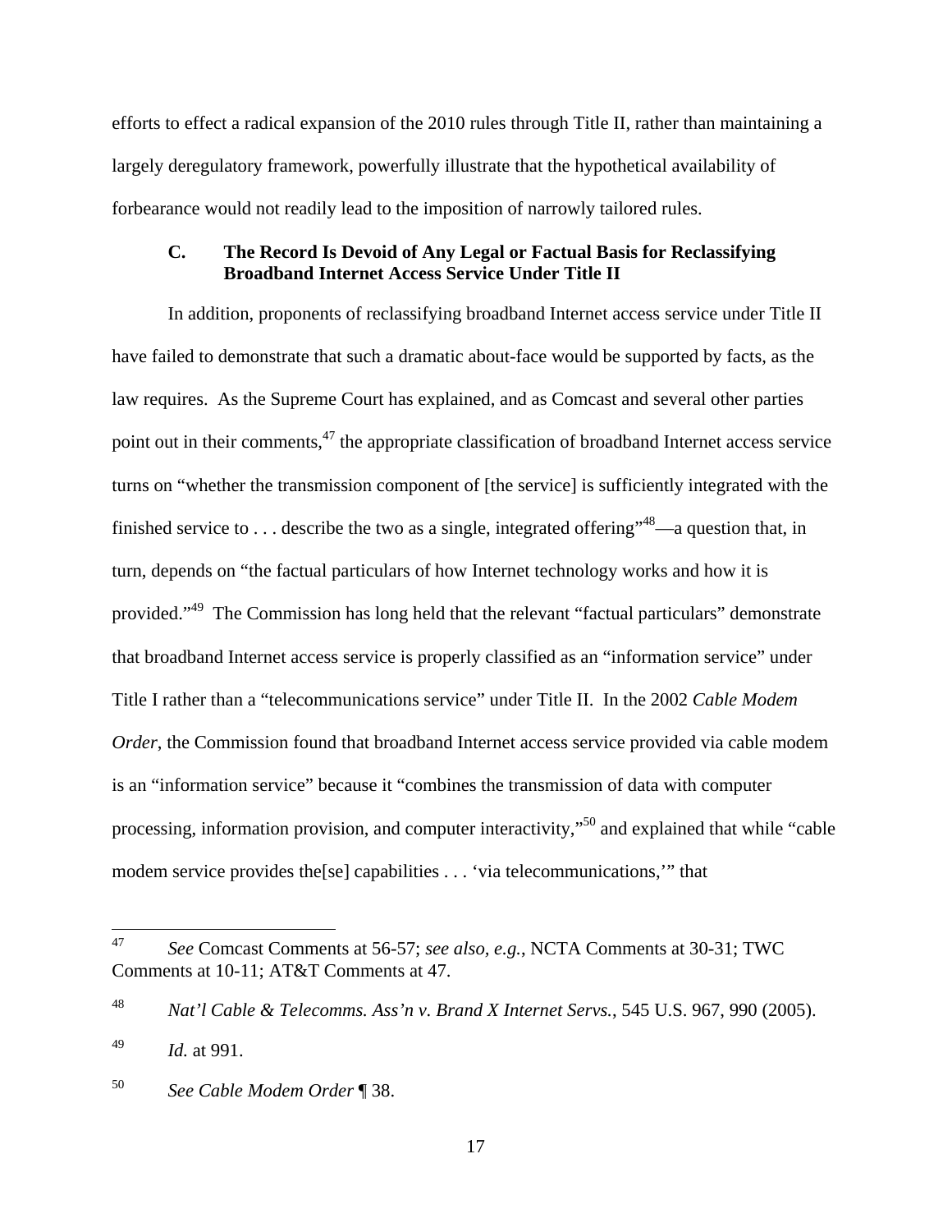efforts to effect a radical expansion of the 2010 rules through Title II, rather than maintaining a largely deregulatory framework, powerfully illustrate that the hypothetical availability of forbearance would not readily lead to the imposition of narrowly tailored rules.

### C. The Record Is Devoid of Any Legal or Factual Basis for Reclassifying Broadband Internet Access Service Under Title II

In addition, proponents of reclassifying broadband Internet access service under Title II have failed to demonstrate that such a dramatic about-face would be supported by facts, as the law requires. As the Supreme Court has explained, and as Comcast and several other parties point out in their comments,[47] the appropriate classification of broadband Internet access service turns on "whether the transmission component of [the service] is sufficiently integrated with the finished service to . . . describe the two as a single, integrated offering"[48]—a question that, in turn, depends on "the factual particulars of how Internet technology works and how it is provided."[49] The Commission has long held that the relevant "factual particulars" demonstrate that broadband Internet access service is properly classified as an "information service" under Title I rather than a "telecommunications service" under Title II. In the 2002 *Cable Modem Order*, the Commission found that broadband Internet access service provided via cable modem is an "information service" because it "combines the transmission of data with computer processing, information provision, and computer interactivity,"[50] and explained that while "cable modem service provides the[se] capabilities . . . 'via telecommunications,'" that

---

[47] *See* Comcast Comments at 56-57; *see also, e.g.*, NCTA Comments at 30-31; TWC Comments at 10-11; AT&T Comments at 47.

[48] *Nat'l Cable & Telecomms. Ass'n v. Brand X Internet Servs.*, 545 U.S. 967, 990 (2005).

[49] *Id.* at 991.

[50] *See Cable Modem Order* ¶ 38.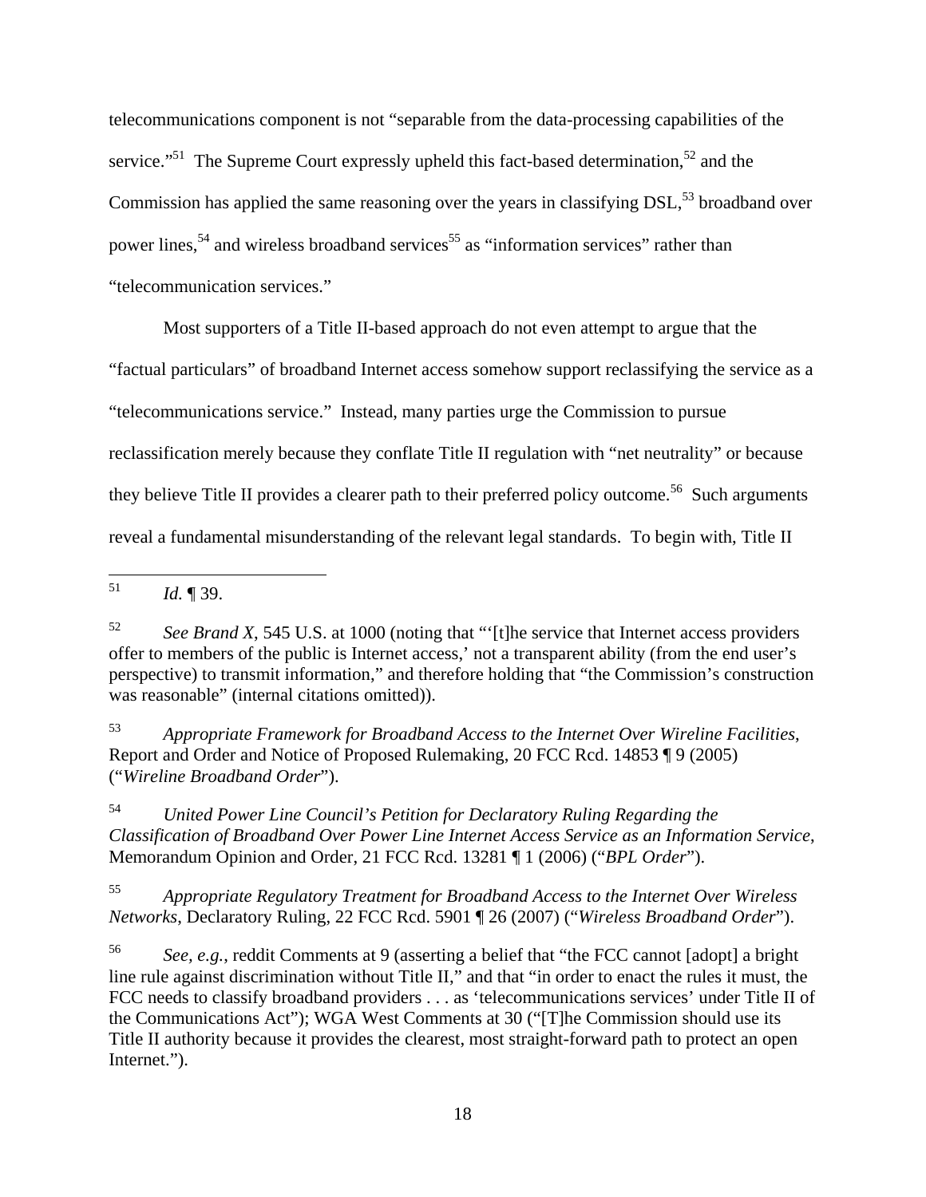telecommunications component is not "separable from the data-processing capabilities of the service."[51] The Supreme Court expressly upheld this fact-based determination,[52] and the Commission has applied the same reasoning over the years in classifying DSL,[53] broadband over power lines,[54] and wireless broadband services[55] as "information services" rather than "telecommunication services."

Most supporters of a Title II-based approach do not even attempt to argue that the "factual particulars" of broadband Internet access somehow support reclassifying the service as a "telecommunications service." Instead, many parties urge the Commission to pursue reclassification merely because they conflate Title II regulation with "net neutrality" or because they believe Title II provides a clearer path to their preferred policy outcome.[56] Such arguments reveal a fundamental misunderstanding of the relevant legal standards. To begin with, Title II

---

[51] *Id.* ¶ 39.

[52] *See Brand X*, 545 U.S. at 1000 (noting that "'[t]he service that Internet access providers offer to members of the public is Internet access,' not a transparent ability (from the end user's perspective) to transmit information," and therefore holding that "the Commission's construction was reasonable" (internal citations omitted)).

[53] *Appropriate Framework for Broadband Access to the Internet Over Wireline Facilities*, Report and Order and Notice of Proposed Rulemaking, 20 FCC Rcd. 14853 ¶ 9 (2005) ("*Wireline Broadband Order*").

[54] *United Power Line Council's Petition for Declaratory Ruling Regarding the Classification of Broadband Over Power Line Internet Access Service as an Information Service*, Memorandum Opinion and Order, 21 FCC Rcd. 13281 ¶ 1 (2006) ("*BPL Order*").

[55] *Appropriate Regulatory Treatment for Broadband Access to the Internet Over Wireless Networks*, Declaratory Ruling, 22 FCC Rcd. 5901 ¶ 26 (2007) ("*Wireless Broadband Order*").

[56] *See, e.g.*, reddit Comments at 9 (asserting a belief that "the FCC cannot [adopt] a bright line rule against discrimination without Title II," and that "in order to enact the rules it must, the FCC needs to classify broadband providers . . . as 'telecommunications services' under Title II of the Communications Act"); WGA West Comments at 30 ("[T]he Commission should use its Title II authority because it provides the clearest, most straight-forward path to protect an open Internet.").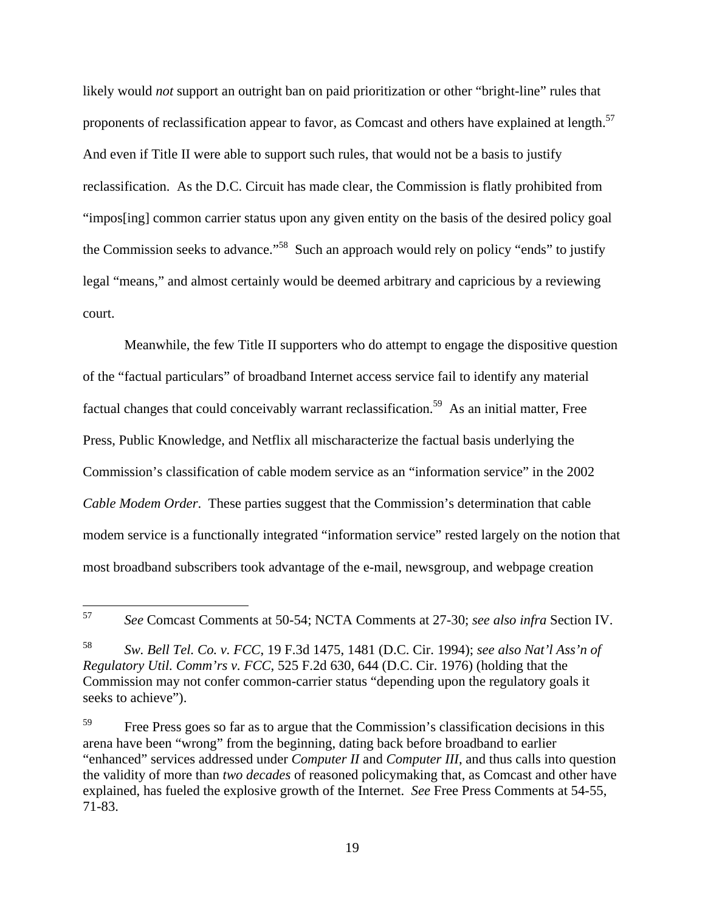likely would *not* support an outright ban on paid prioritization or other "bright-line" rules that proponents of reclassification appear to favor, as Comcast and others have explained at length.[57] And even if Title II were able to support such rules, that would not be a basis to justify reclassification. As the D.C. Circuit has made clear, the Commission is flatly prohibited from "impos[ing] common carrier status upon any given entity on the basis of the desired policy goal the Commission seeks to advance."[58] Such an approach would rely on policy "ends" to justify legal "means," and almost certainly would be deemed arbitrary and capricious by a reviewing court.

Meanwhile, the few Title II supporters who do attempt to engage the dispositive question of the "factual particulars" of broadband Internet access service fail to identify any material factual changes that could conceivably warrant reclassification.[59] As an initial matter, Free Press, Public Knowledge, and Netflix all mischaracterize the factual basis underlying the Commission's classification of cable modem service as an "information service" in the 2002 *Cable Modem Order*. These parties suggest that the Commission's determination that cable modem service is a functionally integrated "information service" rested largely on the notion that most broadband subscribers took advantage of the e-mail, newsgroup, and webpage creation

---

[57] *See* Comcast Comments at 50-54; NCTA Comments at 27-30; *see also infra* Section IV.

[58] *Sw. Bell Tel. Co. v. FCC*, 19 F.3d 1475, 1481 (D.C. Cir. 1994); *see also Nat'l Ass'n of Regulatory Util. Comm'rs v. FCC*, 525 F.2d 630, 644 (D.C. Cir. 1976) (holding that the Commission may not confer common-carrier status "depending upon the regulatory goals it seeks to achieve").

[59] Free Press goes so far as to argue that the Commission's classification decisions in this arena have been "wrong" from the beginning, dating back before broadband to earlier "enhanced" services addressed under *Computer II* and *Computer III*, and thus calls into question the validity of more than *two decades* of reasoned policymaking that, as Comcast and other have explained, has fueled the explosive growth of the Internet. *See* Free Press Comments at 54-55, 71-83.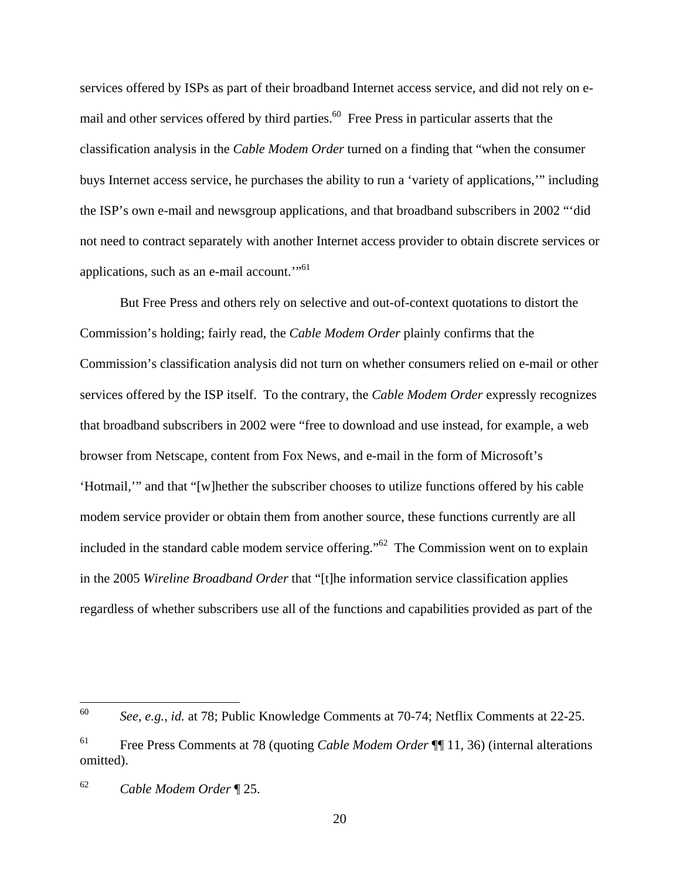services offered by ISPs as part of their broadband Internet access service, and did not rely on e-mail and other services offered by third parties.[60] Free Press in particular asserts that the classification analysis in the *Cable Modem Order* turned on a finding that "when the consumer buys Internet access service, he purchases the ability to run a 'variety of applications,'" including the ISP's own e-mail and newsgroup applications, and that broadband subscribers in 2002 "'did not need to contract separately with another Internet access provider to obtain discrete services or applications, such as an e-mail account.'"[61]

But Free Press and others rely on selective and out-of-context quotations to distort the Commission's holding; fairly read, the *Cable Modem Order* plainly confirms that the Commission's classification analysis did not turn on whether consumers relied on e-mail or other services offered by the ISP itself. To the contrary, the *Cable Modem Order* expressly recognizes that broadband subscribers in 2002 were "free to download and use instead, for example, a web browser from Netscape, content from Fox News, and e-mail in the form of Microsoft's 'Hotmail,'" and that "[w]hether the subscriber chooses to utilize functions offered by his cable modem service provider or obtain them from another source, these functions currently are all included in the standard cable modem service offering."[62] The Commission went on to explain in the 2005 *Wireline Broadband Order* that "[t]he information service classification applies regardless of whether subscribers use all of the functions and capabilities provided as part of the

---

[60] *See, e.g.*, *id.* at 78; Public Knowledge Comments at 70-74; Netflix Comments at 22-25.

[61] Free Press Comments at 78 (quoting *Cable Modem Order* ¶¶ 11, 36) (internal alterations omitted).

[62] *Cable Modem Order* ¶ 25.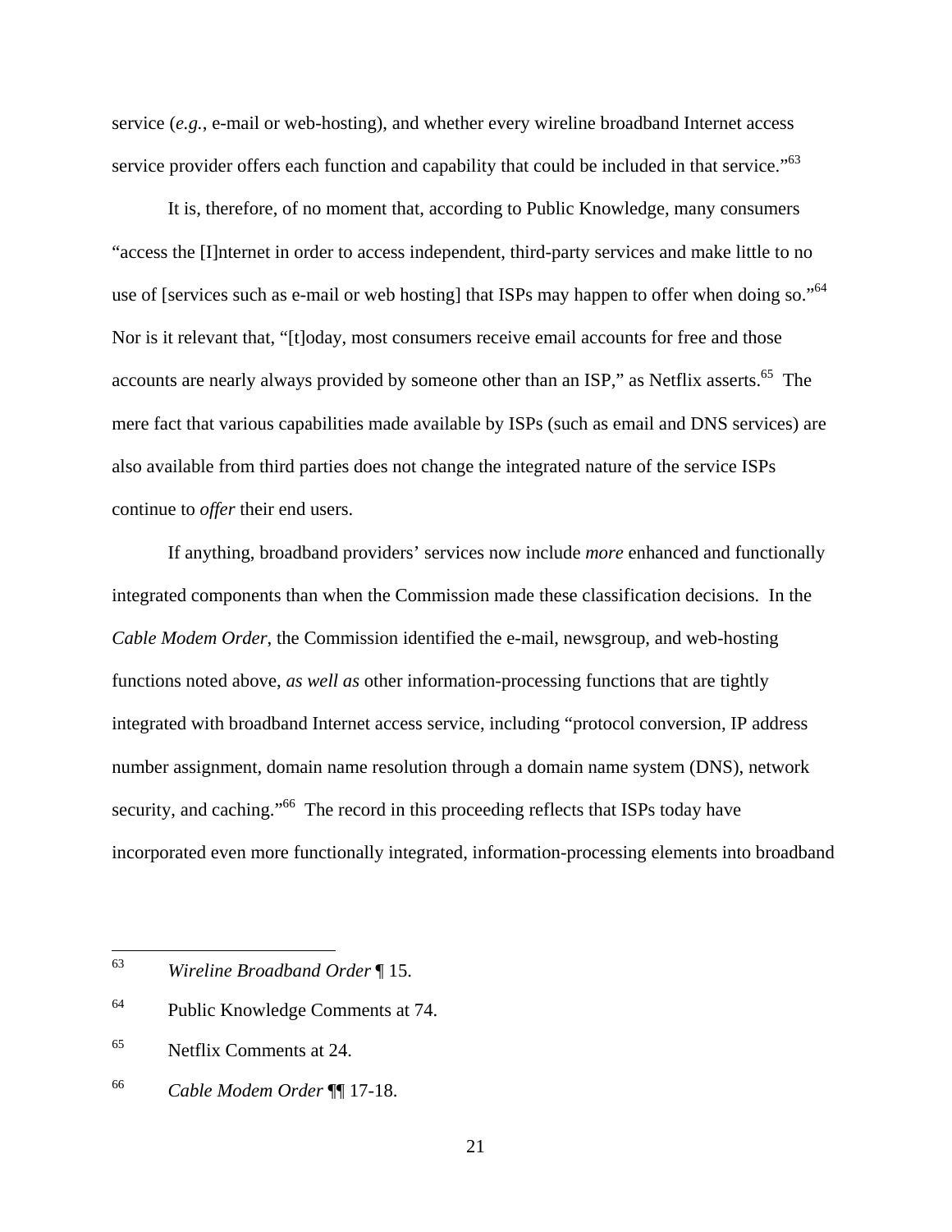service (*e.g.*, e-mail or web-hosting), and whether every wireline broadband Internet access service provider offers each function and capability that could be included in that service."[63]

It is, therefore, of no moment that, according to Public Knowledge, many consumers "access the [I]nternet in order to access independent, third-party services and make little to no use of [services such as e-mail or web hosting] that ISPs may happen to offer when doing so."[64] Nor is it relevant that, "[t]oday, most consumers receive email accounts for free and those accounts are nearly always provided by someone other than an ISP," as Netflix asserts.[65] The mere fact that various capabilities made available by ISPs (such as email and DNS services) are also available from third parties does not change the integrated nature of the service ISPs continue to *offer* their end users.

If anything, broadband providers' services now include *more* enhanced and functionally integrated components than when the Commission made these classification decisions. In the *Cable Modem Order*, the Commission identified the e-mail, newsgroup, and web-hosting functions noted above, *as well as* other information-processing functions that are tightly integrated with broadband Internet access service, including "protocol conversion, IP address number assignment, domain name resolution through a domain name system (DNS), network security, and caching."[66] The record in this proceeding reflects that ISPs today have incorporated even more functionally integrated, information-processing elements into broadband

---

[63] *Wireline Broadband Order* ¶ 15.

[64] Public Knowledge Comments at 74.

[65] Netflix Comments at 24.

[66] *Cable Modem Order* ¶¶ 17-18.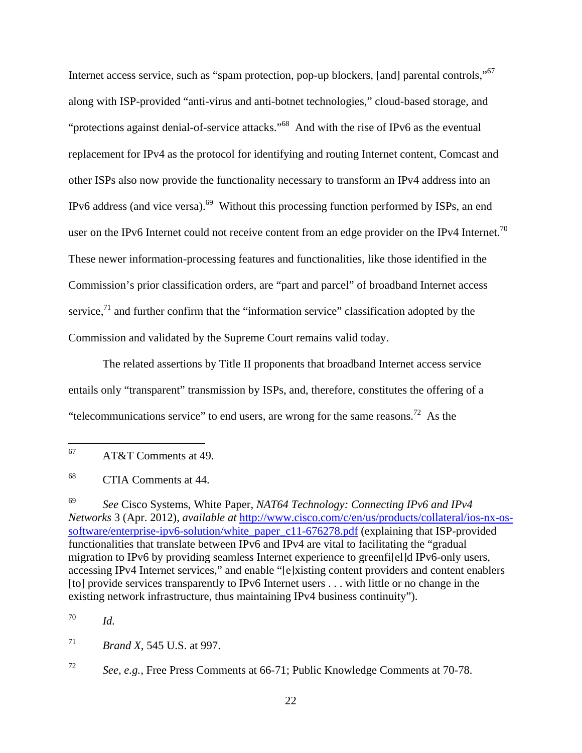Internet access service, such as "spam protection, pop-up blockers, [and] parental controls,"[67] along with ISP-provided "anti-virus and anti-botnet technologies," cloud-based storage, and "protections against denial-of-service attacks."[68] And with the rise of IPv6 as the eventual replacement for IPv4 as the protocol for identifying and routing Internet content, Comcast and other ISPs also now provide the functionality necessary to transform an IPv4 address into an IPv6 address (and vice versa).[69] Without this processing function performed by ISPs, an end user on the IPv6 Internet could not receive content from an edge provider on the IPv4 Internet.[70] These newer information-processing features and functionalities, like those identified in the Commission's prior classification orders, are "part and parcel" of broadband Internet access service,[71] and further confirm that the "information service" classification adopted by the Commission and validated by the Supreme Court remains valid today.

The related assertions by Title II proponents that broadband Internet access service entails only "transparent" transmission by ISPs, and, therefore, constitutes the offering of a "telecommunications service" to end users, are wrong for the same reasons.[72] As the

---

[67] AT&T Comments at 49.

[68] CTIA Comments at 44.

[69] *See* Cisco Systems, White Paper, *NAT64 Technology: Connecting IPv6 and IPv4 Networks* 3 (Apr. 2012), *available at* [http://www.cisco.com/c/en/us/products/collateral/ios-nx-os-software/enterprise-ipv6-solution/white_paper_c11-676278.pdf](http://www.cisco.com/c/en/us/products/collateral/ios-nx-os-software/enterprise-ipv6-solution/white_paper_c11-676278.pdf) (explaining that ISP-provided functionalities that translate between IPv6 and IPv4 are vital to facilitating the "gradual migration to IPv6 by providing seamless Internet experience to greenfi[el]d IPv6-only users, accessing IPv4 Internet services," and enable "[e]xisting content providers and content enablers [to] provide services transparently to IPv6 Internet users . . . with little or no change in the existing network infrastructure, thus maintaining IPv4 business continuity").

[70] *Id.*

[71] *Brand X*, 545 U.S. at 997.

[72] *See, e.g.*, Free Press Comments at 66-71; Public Knowledge Comments at 70-78.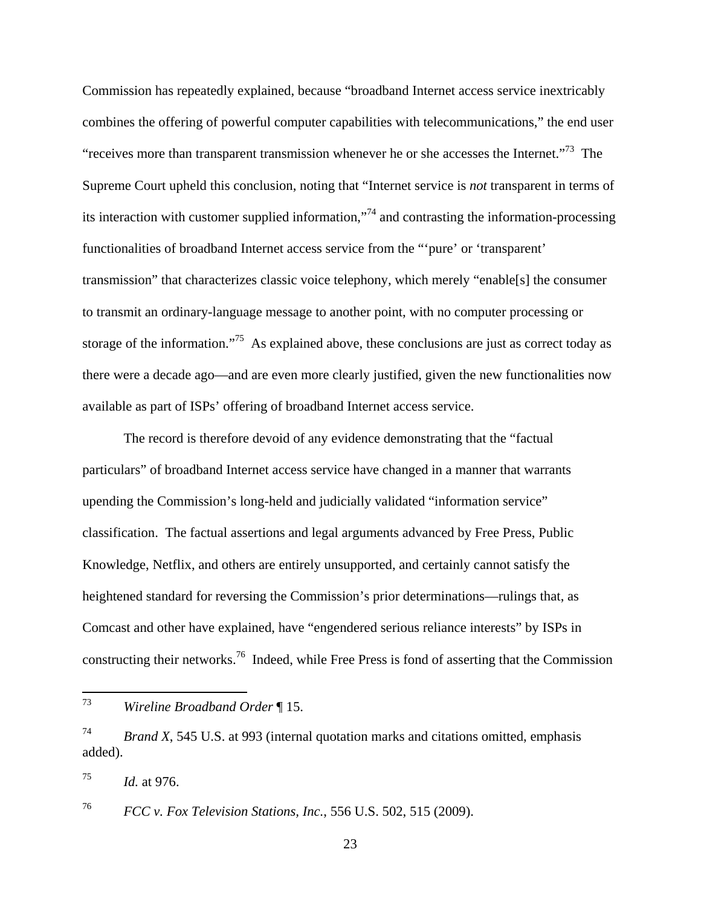Commission has repeatedly explained, because "broadband Internet access service inextricably combines the offering of powerful computer capabilities with telecommunications," the end user "receives more than transparent transmission whenever he or she accesses the Internet."[73] The Supreme Court upheld this conclusion, noting that "Internet service is *not* transparent in terms of its interaction with customer supplied information,"[74] and contrasting the information-processing functionalities of broadband Internet access service from the "'pure' or 'transparent' transmission" that characterizes classic voice telephony, which merely "enable[s] the consumer to transmit an ordinary-language message to another point, with no computer processing or storage of the information."[75] As explained above, these conclusions are just as correct today as there were a decade ago—and are even more clearly justified, given the new functionalities now available as part of ISPs' offering of broadband Internet access service.

The record is therefore devoid of any evidence demonstrating that the "factual particulars" of broadband Internet access service have changed in a manner that warrants upending the Commission's long-held and judicially validated "information service" classification. The factual assertions and legal arguments advanced by Free Press, Public Knowledge, Netflix, and others are entirely unsupported, and certainly cannot satisfy the heightened standard for reversing the Commission's prior determinations—rulings that, as Comcast and other have explained, have "engendered serious reliance interests" by ISPs in constructing their networks.[76] Indeed, while Free Press is fond of asserting that the Commission

---

[73] *Wireline Broadband Order* ¶ 15.

[74] *Brand X*, 545 U.S. at 993 (internal quotation marks and citations omitted, emphasis added).

[75] *Id.* at 976.

[76] *FCC v. Fox Television Stations, Inc.*, 556 U.S. 502, 515 (2009).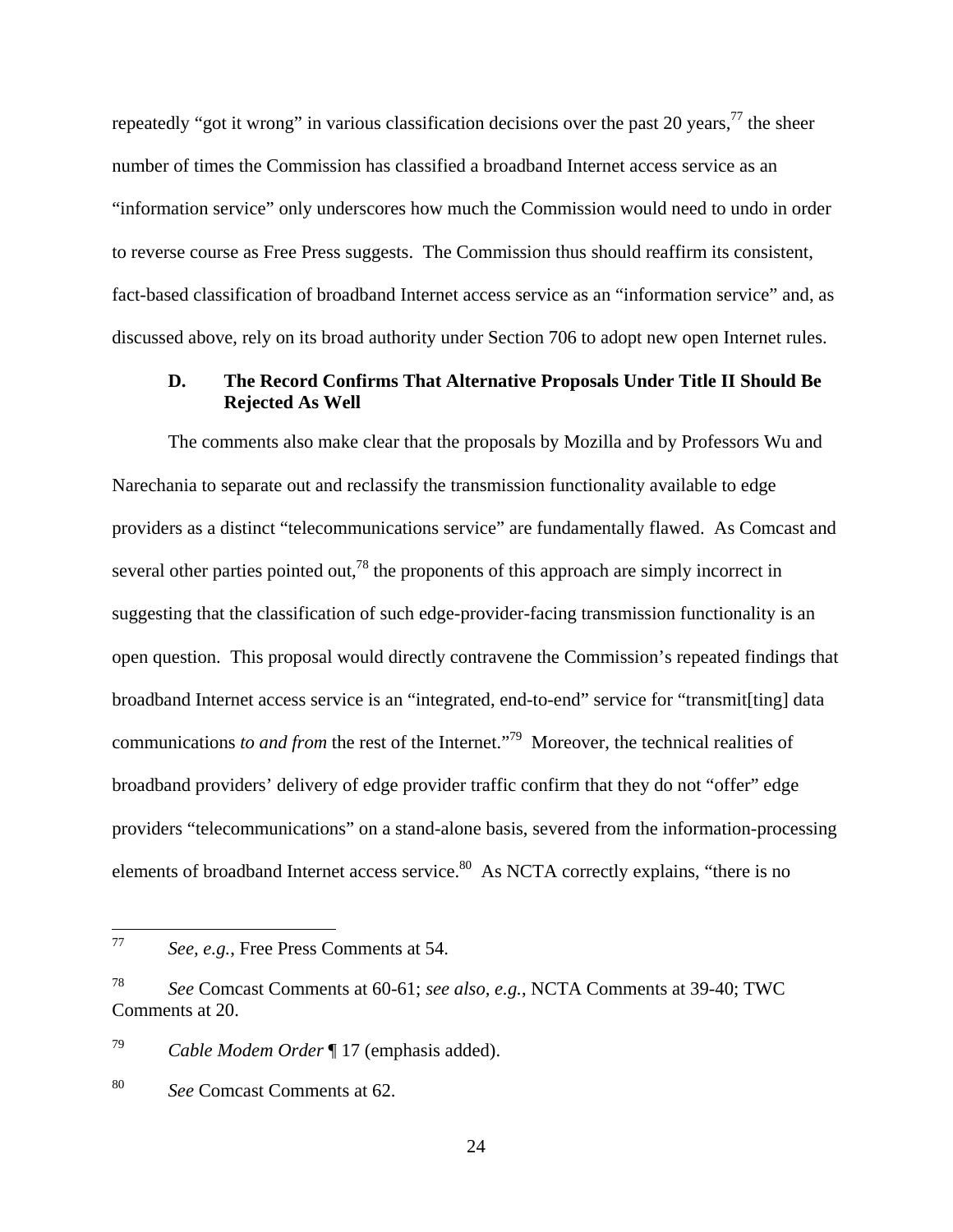repeatedly "got it wrong" in various classification decisions over the past 20 years,[77] the sheer number of times the Commission has classified a broadband Internet access service as an "information service" only underscores how much the Commission would need to undo in order to reverse course as Free Press suggests. The Commission thus should reaffirm its consistent, fact-based classification of broadband Internet access service as an "information service" and, as discussed above, rely on its broad authority under Section 706 to adopt new open Internet rules.

### D. The Record Confirms That Alternative Proposals Under Title II Should Be Rejected As Well

The comments also make clear that the proposals by Mozilla and by Professors Wu and Narechania to separate out and reclassify the transmission functionality available to edge providers as a distinct "telecommunications service" are fundamentally flawed. As Comcast and several other parties pointed out,[78] the proponents of this approach are simply incorrect in suggesting that the classification of such edge-provider-facing transmission functionality is an open question. This proposal would directly contravene the Commission's repeated findings that broadband Internet access service is an "integrated, end-to-end" service for "transmit[ting] data communications *to and from* the rest of the Internet."[79] Moreover, the technical realities of broadband providers' delivery of edge provider traffic confirm that they do not "offer" edge providers "telecommunications" on a stand-alone basis, severed from the information-processing elements of broadband Internet access service.[80] As NCTA correctly explains, "there is no

---

[77] *See, e.g.*, Free Press Comments at 54.

[78] *See* Comcast Comments at 60-61; *see also, e.g.*, NCTA Comments at 39-40; TWC Comments at 20.

[79] *Cable Modem Order* ¶ 17 (emphasis added).

[80] *See* Comcast Comments at 62.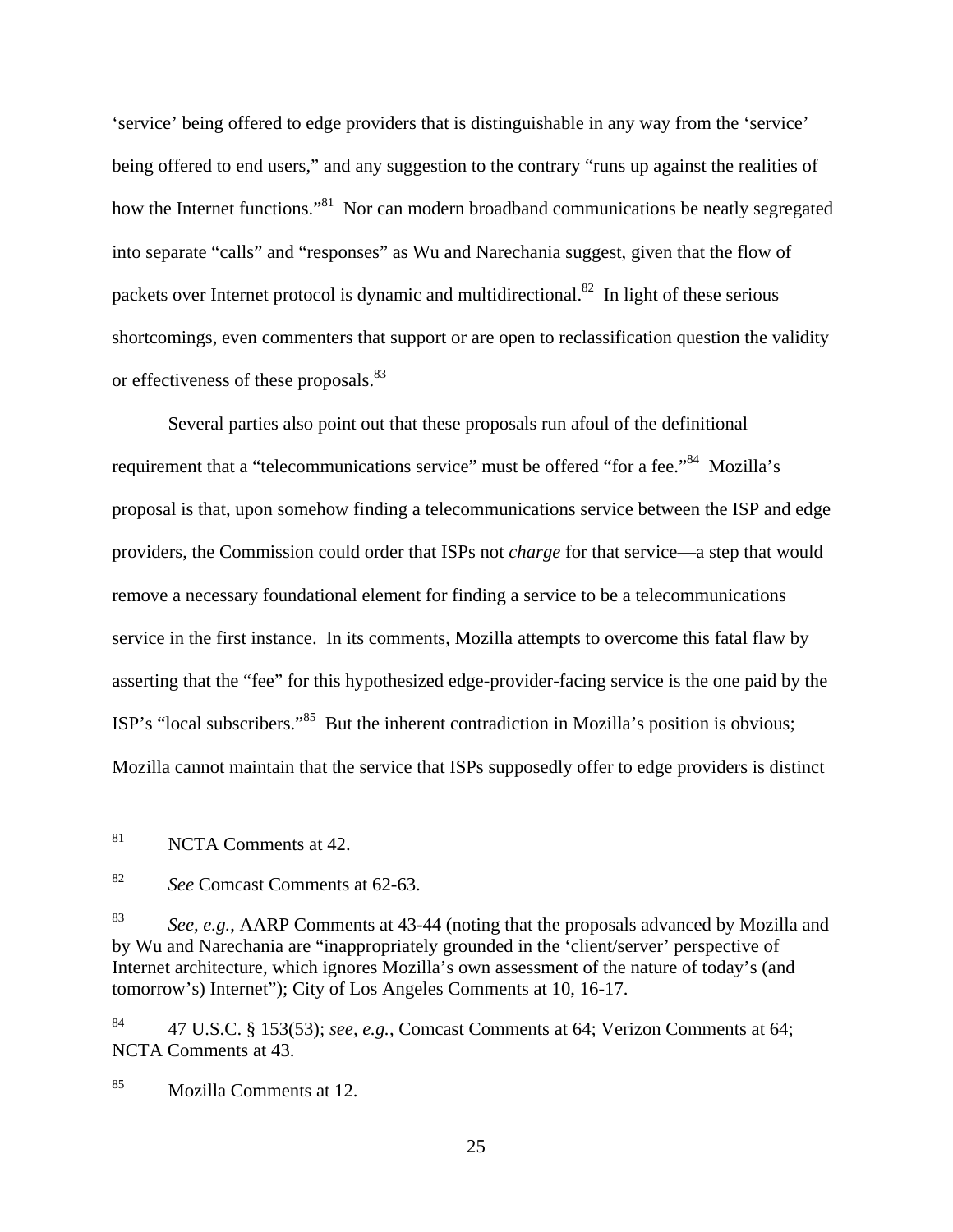'service' being offered to edge providers that is distinguishable in any way from the 'service' being offered to end users," and any suggestion to the contrary "runs up against the realities of how the Internet functions."[81] Nor can modern broadband communications be neatly segregated into separate "calls" and "responses" as Wu and Narechania suggest, given that the flow of packets over Internet protocol is dynamic and multidirectional.[82] In light of these serious shortcomings, even commenters that support or are open to reclassification question the validity or effectiveness of these proposals.[83]

Several parties also point out that these proposals run afoul of the definitional requirement that a "telecommunications service" must be offered "for a fee."[84] Mozilla's proposal is that, upon somehow finding a telecommunications service between the ISP and edge providers, the Commission could order that ISPs not *charge* for that service—a step that would remove a necessary foundational element for finding a service to be a telecommunications service in the first instance. In its comments, Mozilla attempts to overcome this fatal flaw by asserting that the "fee" for this hypothesized edge-provider-facing service is the one paid by the ISP's "local subscribers."[85] But the inherent contradiction in Mozilla's position is obvious; Mozilla cannot maintain that the service that ISPs supposedly offer to edge providers is distinct

---

[81] NCTA Comments at 42.

[82] *See* Comcast Comments at 62-63.

[83] *See, e.g.*, AARP Comments at 43-44 (noting that the proposals advanced by Mozilla and by Wu and Narechania are "inappropriately grounded in the 'client/server' perspective of Internet architecture, which ignores Mozilla's own assessment of the nature of today's (and tomorrow's) Internet"); City of Los Angeles Comments at 10, 16-17.

[84] 47 U.S.C. § 153(53); *see, e.g.*, Comcast Comments at 64; Verizon Comments at 64; NCTA Comments at 43.

[85] Mozilla Comments at 12.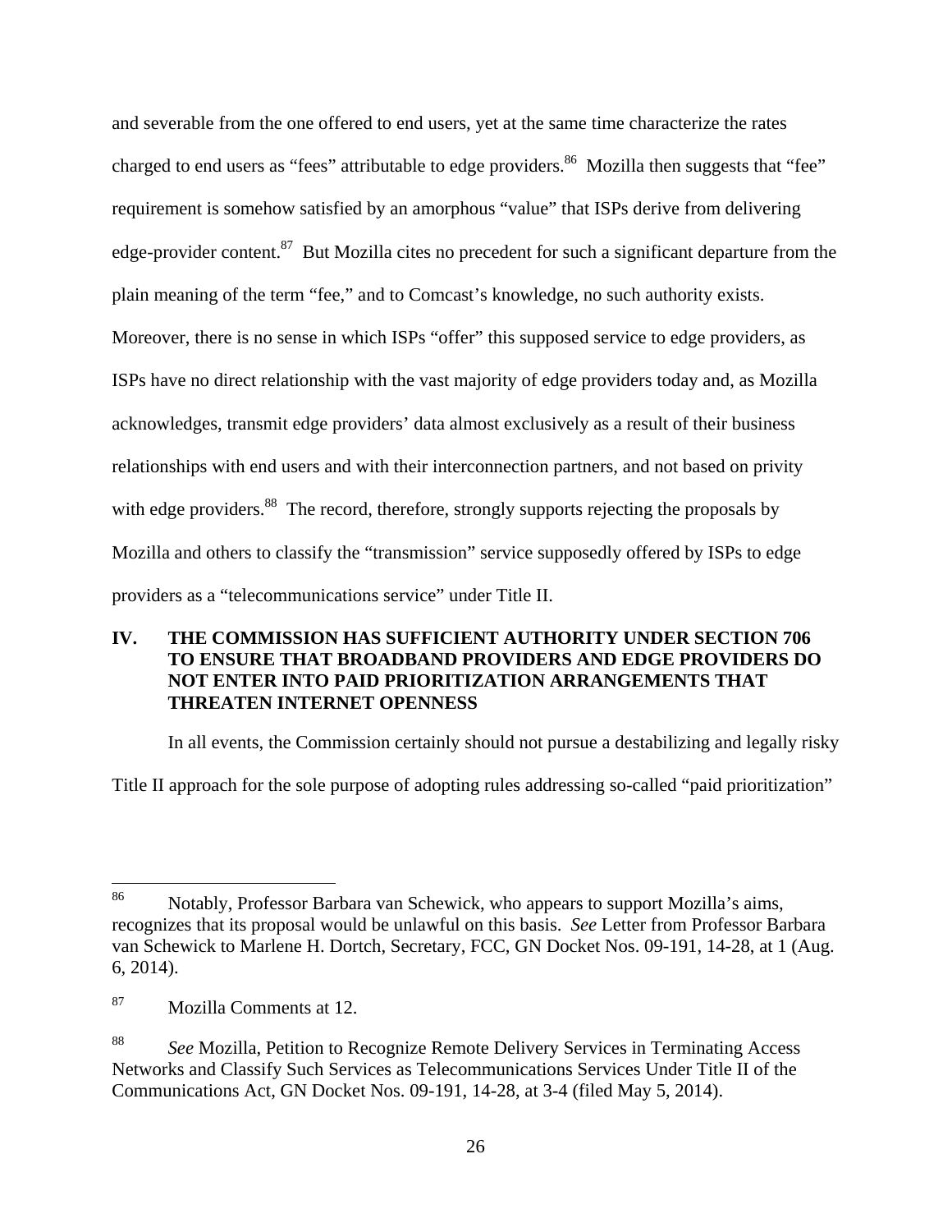and severable from the one offered to end users, yet at the same time characterize the rates charged to end users as "fees" attributable to edge providers.[86] Mozilla then suggests that "fee" requirement is somehow satisfied by an amorphous "value" that ISPs derive from delivering edge-provider content.[87] But Mozilla cites no precedent for such a significant departure from the plain meaning of the term "fee," and to Comcast's knowledge, no such authority exists. Moreover, there is no sense in which ISPs "offer" this supposed service to edge providers, as ISPs have no direct relationship with the vast majority of edge providers today and, as Mozilla acknowledges, transmit edge providers' data almost exclusively as a result of their business relationships with end users and with their interconnection partners, and not based on privity with edge providers.[88] The record, therefore, strongly supports rejecting the proposals by Mozilla and others to classify the "transmission" service supposedly offered by ISPs to edge providers as a "telecommunications service" under Title II.

## IV. THE COMMISSION HAS SUFFICIENT AUTHORITY UNDER SECTION 706 TO ENSURE THAT BROADBAND PROVIDERS AND EDGE PROVIDERS DO NOT ENTER INTO PAID PRIORITIZATION ARRANGEMENTS THAT THREATEN INTERNET OPENNESS

In all events, the Commission certainly should not pursue a destabilizing and legally risky Title II approach for the sole purpose of adopting rules addressing so-called "paid prioritization"

---

[86] Notably, Professor Barbara van Schewick, who appears to support Mozilla's aims, recognizes that its proposal would be unlawful on this basis. *See* Letter from Professor Barbara van Schewick to Marlene H. Dortch, Secretary, FCC, GN Docket Nos. 09-191, 14-28, at 1 (Aug. 6, 2014).

[87] Mozilla Comments at 12.

[88] *See* Mozilla, Petition to Recognize Remote Delivery Services in Terminating Access Networks and Classify Such Services as Telecommunications Services Under Title II of the Communications Act, GN Docket Nos. 09-191, 14-28, at 3-4 (filed May 5, 2014).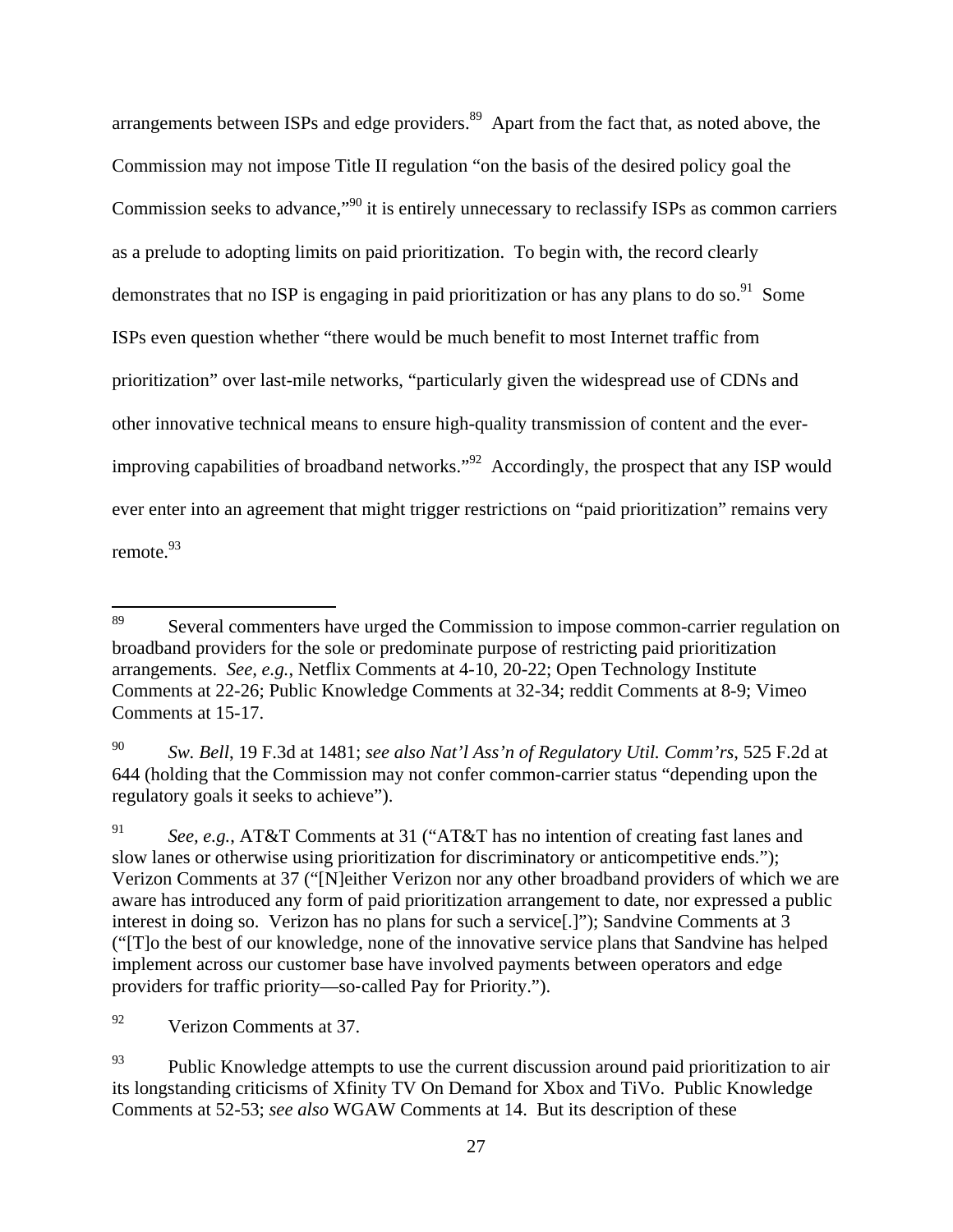arrangements between ISPs and edge providers.[89] Apart from the fact that, as noted above, the Commission may not impose Title II regulation "on the basis of the desired policy goal the Commission seeks to advance,"[90] it is entirely unnecessary to reclassify ISPs as common carriers as a prelude to adopting limits on paid prioritization. To begin with, the record clearly demonstrates that no ISP is engaging in paid prioritization or has any plans to do so.[91] Some ISPs even question whether "there would be much benefit to most Internet traffic from prioritization" over last-mile networks, "particularly given the widespread use of CDNs and other innovative technical means to ensure high-quality transmission of content and the ever-improving capabilities of broadband networks."[92] Accordingly, the prospect that any ISP would ever enter into an agreement that might trigger restrictions on "paid prioritization" remains very remote.[93]

---

[89] Several commenters have urged the Commission to impose common-carrier regulation on broadband providers for the sole or predominate purpose of restricting paid prioritization arrangements. *See, e.g.*, Netflix Comments at 4-10, 20-22; Open Technology Institute Comments at 22-26; Public Knowledge Comments at 32-34; reddit Comments at 8-9; Vimeo Comments at 15-17.

[90] *Sw. Bell*, 19 F.3d at 1481; *see also Nat'l Ass'n of Regulatory Util. Comm'rs*, 525 F.2d at 644 (holding that the Commission may not confer common-carrier status "depending upon the regulatory goals it seeks to achieve").

[91] *See, e.g.*, AT&T Comments at 31 ("AT&T has no intention of creating fast lanes and slow lanes or otherwise using prioritization for discriminatory or anticompetitive ends."); Verizon Comments at 37 ("[N]either Verizon nor any other broadband providers of which we are aware has introduced any form of paid prioritization arrangement to date, nor expressed a public interest in doing so. Verizon has no plans for such a service[.]"); Sandvine Comments at 3 ("[T]o the best of our knowledge, none of the innovative service plans that Sandvine has helped implement across our customer base have involved payments between operators and edge providers for traffic priority—so-called Pay for Priority.").

[92] Verizon Comments at 37.

[93] Public Knowledge attempts to use the current discussion around paid prioritization to air its longstanding criticisms of Xfinity TV On Demand for Xbox and TiVo. Public Knowledge Comments at 52-53; *see also* WGAW Comments at 14. But its description of these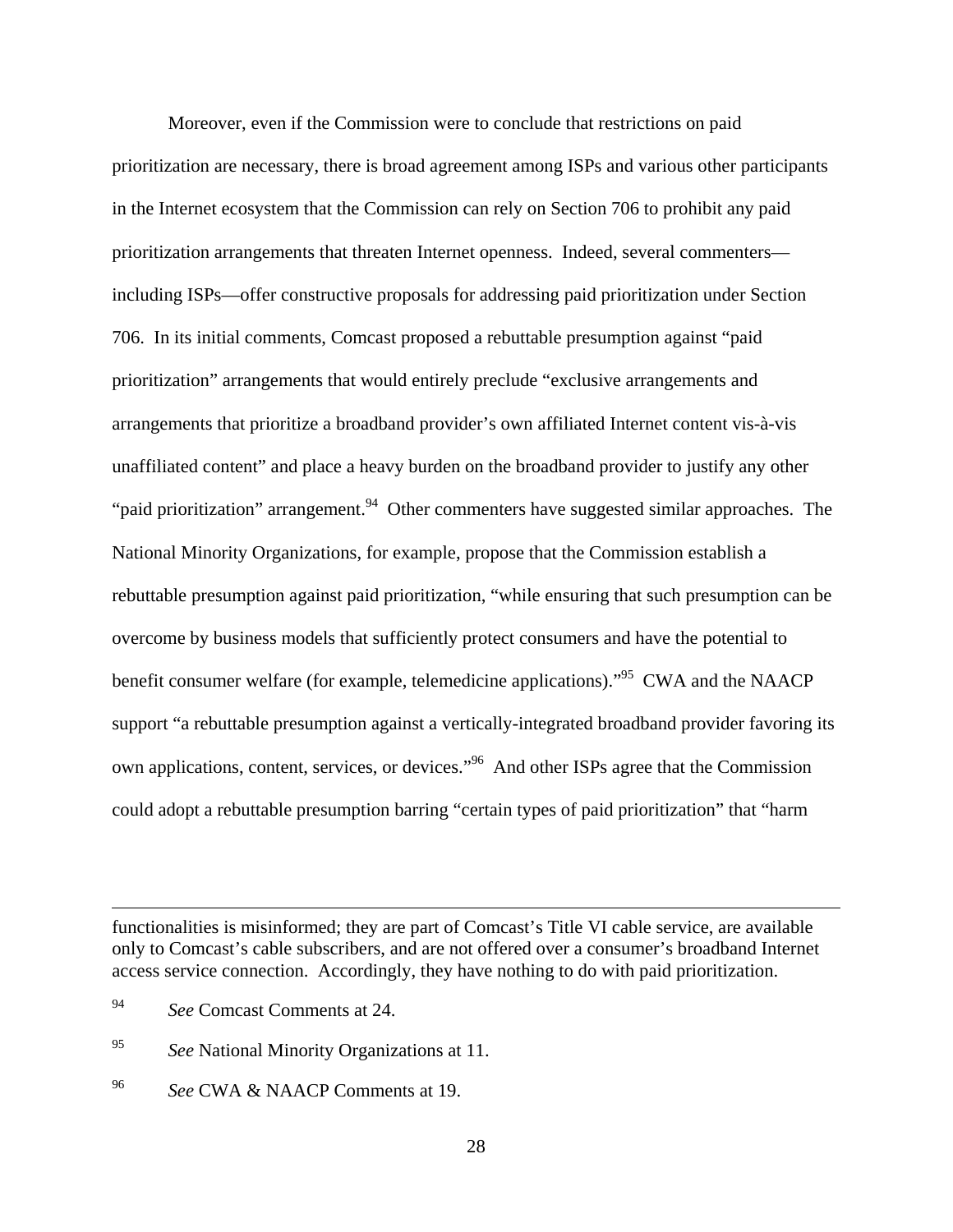Moreover, even if the Commission were to conclude that restrictions on paid prioritization are necessary, there is broad agreement among ISPs and various other participants in the Internet ecosystem that the Commission can rely on Section 706 to prohibit any paid prioritization arrangements that threaten Internet openness. Indeed, several commenters—including ISPs—offer constructive proposals for addressing paid prioritization under Section 706. In its initial comments, Comcast proposed a rebuttable presumption against "paid prioritization" arrangements that would entirely preclude "exclusive arrangements and arrangements that prioritize a broadband provider's own affiliated Internet content vis-à-vis unaffiliated content" and place a heavy burden on the broadband provider to justify any other "paid prioritization" arrangement.[94] Other commenters have suggested similar approaches. The National Minority Organizations, for example, propose that the Commission establish a rebuttable presumption against paid prioritization, "while ensuring that such presumption can be overcome by business models that sufficiently protect consumers and have the potential to benefit consumer welfare (for example, telemedicine applications)."[95] CWA and the NAACP support "a rebuttable presumption against a vertically-integrated broadband provider favoring its own applications, content, services, or devices."[96] And other ISPs agree that the Commission could adopt a rebuttable presumption barring "certain types of paid prioritization" that "harm

---

functionalities is misinformed; they are part of Comcast's Title VI cable service, are available only to Comcast's cable subscribers, and are not offered over a consumer's broadband Internet access service connection. Accordingly, they have nothing to do with paid prioritization.

[94] *See* Comcast Comments at 24.

[95] *See* National Minority Organizations at 11.

[96] *See* CWA & NAACP Comments at 19.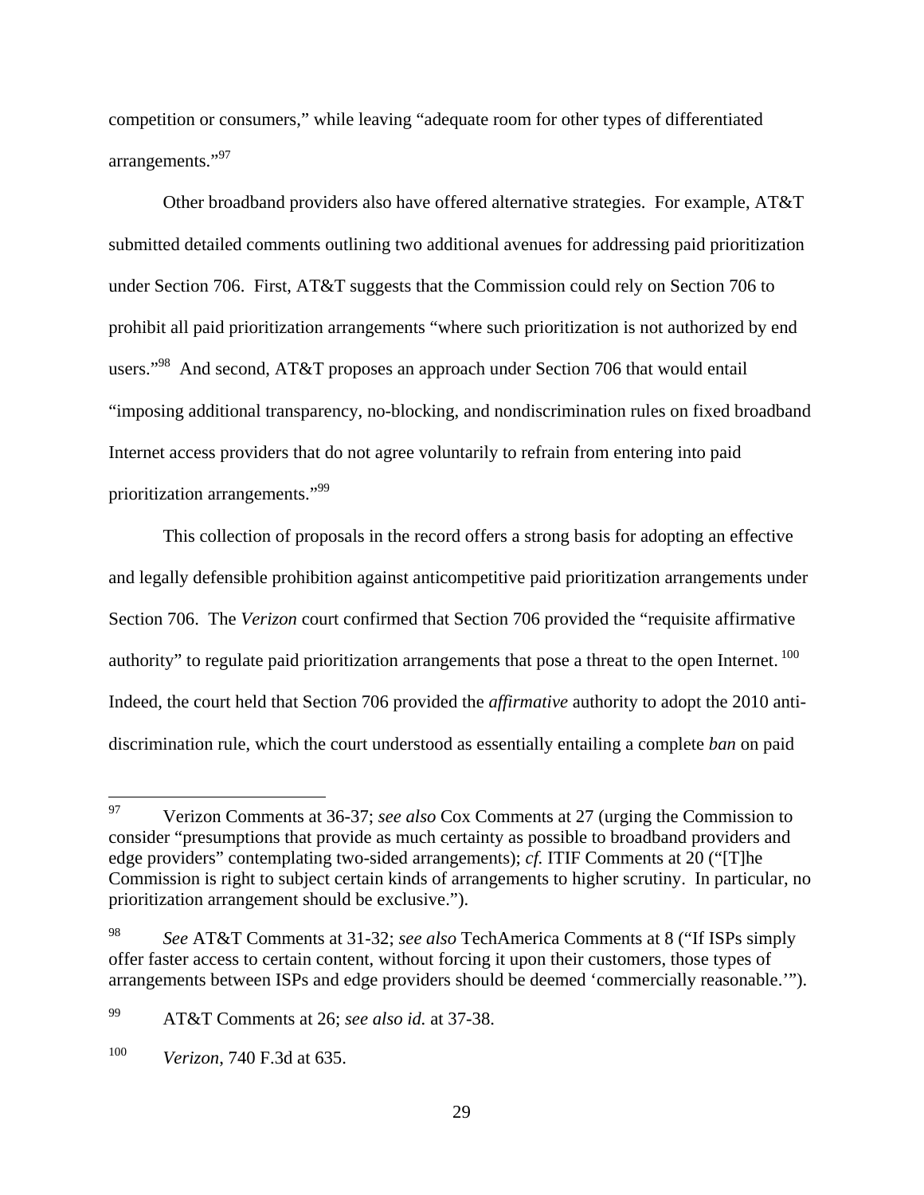competition or consumers," while leaving "adequate room for other types of differentiated arrangements."[97]

Other broadband providers also have offered alternative strategies. For example, AT&T submitted detailed comments outlining two additional avenues for addressing paid prioritization under Section 706. First, AT&T suggests that the Commission could rely on Section 706 to prohibit all paid prioritization arrangements "where such prioritization is not authorized by end users."[98] And second, AT&T proposes an approach under Section 706 that would entail "imposing additional transparency, no-blocking, and nondiscrimination rules on fixed broadband Internet access providers that do not agree voluntarily to refrain from entering into paid prioritization arrangements."[99]

This collection of proposals in the record offers a strong basis for adopting an effective and legally defensible prohibition against anticompetitive paid prioritization arrangements under Section 706. The *Verizon* court confirmed that Section 706 provided the "requisite affirmative authority" to regulate paid prioritization arrangements that pose a threat to the open Internet.[100] Indeed, the court held that Section 706 provided the *affirmative* authority to adopt the 2010 anti-discrimination rule, which the court understood as essentially entailing a complete *ban* on paid

---

[97] Verizon Comments at 36-37; *see also* Cox Comments at 27 (urging the Commission to consider "presumptions that provide as much certainty as possible to broadband providers and edge providers" contemplating two-sided arrangements); *cf.* ITIF Comments at 20 ("[T]he Commission is right to subject certain kinds of arrangements to higher scrutiny. In particular, no prioritization arrangement should be exclusive.").

[98] *See* AT&T Comments at 31-32; *see also* TechAmerica Comments at 8 ("If ISPs simply offer faster access to certain content, without forcing it upon their customers, those types of arrangements between ISPs and edge providers should be deemed 'commercially reasonable.'").

[99] AT&T Comments at 26; *see also id.* at 37-38.

[100] *Verizon*, 740 F.3d at 635.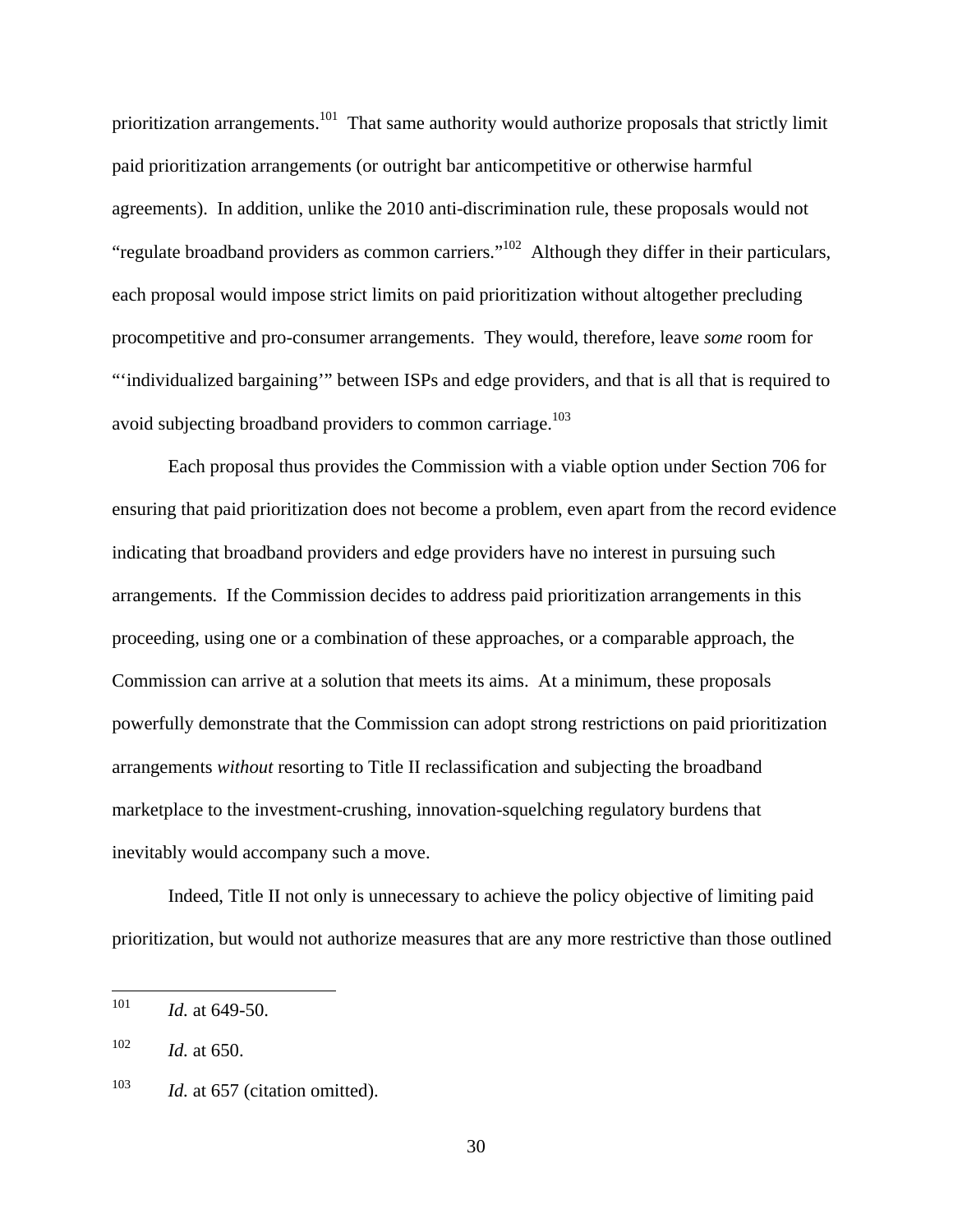prioritization arrangements.[101] That same authority would authorize proposals that strictly limit paid prioritization arrangements (or outright bar anticompetitive or otherwise harmful agreements). In addition, unlike the 2010 anti-discrimination rule, these proposals would not "regulate broadband providers as common carriers."[102] Although they differ in their particulars, each proposal would impose strict limits on paid prioritization without altogether precluding procompetitive and pro-consumer arrangements. They would, therefore, leave *some* room for "'individualized bargaining'" between ISPs and edge providers, and that is all that is required to avoid subjecting broadband providers to common carriage.[103]

Each proposal thus provides the Commission with a viable option under Section 706 for ensuring that paid prioritization does not become a problem, even apart from the record evidence indicating that broadband providers and edge providers have no interest in pursuing such arrangements. If the Commission decides to address paid prioritization arrangements in this proceeding, using one or a combination of these approaches, or a comparable approach, the Commission can arrive at a solution that meets its aims. At a minimum, these proposals powerfully demonstrate that the Commission can adopt strong restrictions on paid prioritization arrangements *without* resorting to Title II reclassification and subjecting the broadband marketplace to the investment-crushing, innovation-squelching regulatory burdens that inevitably would accompany such a move.

Indeed, Title II not only is unnecessary to achieve the policy objective of limiting paid prioritization, but would not authorize measures that are any more restrictive than those outlined

---

[101] *Id.* at 649-50.

[102] *Id.* at 650.

[103] *Id.* at 657 (citation omitted).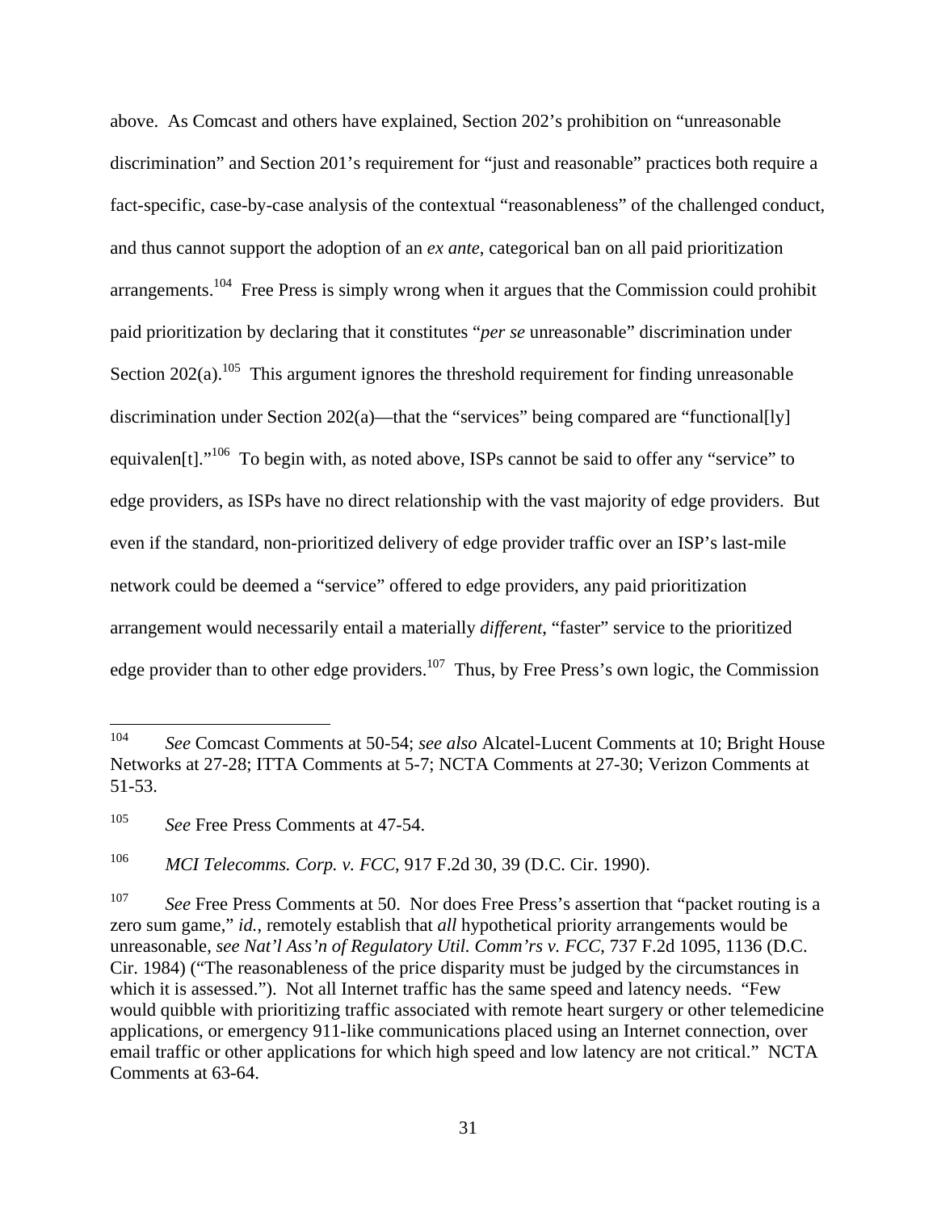above. As Comcast and others have explained, Section 202's prohibition on "unreasonable discrimination" and Section 201's requirement for "just and reasonable" practices both require a fact-specific, case-by-case analysis of the contextual "reasonableness" of the challenged conduct, and thus cannot support the adoption of an *ex ante*, categorical ban on all paid prioritization arrangements.[104] Free Press is simply wrong when it argues that the Commission could prohibit paid prioritization by declaring that it constitutes "*per se* unreasonable" discrimination under Section 202(a).[105] This argument ignores the threshold requirement for finding unreasonable discrimination under Section 202(a)—that the "services" being compared are "functional[ly] equivalen[t]."[106] To begin with, as noted above, ISPs cannot be said to offer any "service" to edge providers, as ISPs have no direct relationship with the vast majority of edge providers. But even if the standard, non-prioritized delivery of edge provider traffic over an ISP's last-mile network could be deemed a "service" offered to edge providers, any paid prioritization arrangement would necessarily entail a materially *different*, "faster" service to the prioritized edge provider than to other edge providers.[107] Thus, by Free Press's own logic, the Commission

---

[104] *See* Comcast Comments at 50-54; *see also* Alcatel-Lucent Comments at 10; Bright House Networks at 27-28; ITTA Comments at 5-7; NCTA Comments at 27-30; Verizon Comments at 51-53.

[105] *See* Free Press Comments at 47-54.

[106] *MCI Telecomms. Corp. v. FCC*, 917 F.2d 30, 39 (D.C. Cir. 1990).

[107] *See* Free Press Comments at 50. Nor does Free Press's assertion that "packet routing is a zero sum game," *id.*, remotely establish that *all* hypothetical priority arrangements would be unreasonable, *see Nat'l Ass'n of Regulatory Util. Comm'rs v. FCC*, 737 F.2d 1095, 1136 (D.C. Cir. 1984) ("The reasonableness of the price disparity must be judged by the circumstances in which it is assessed."). Not all Internet traffic has the same speed and latency needs. "Few would quibble with prioritizing traffic associated with remote heart surgery or other telemedicine applications, or emergency 911-like communications placed using an Internet connection, over email traffic or other applications for which high speed and low latency are not critical." NCTA Comments at 63-64.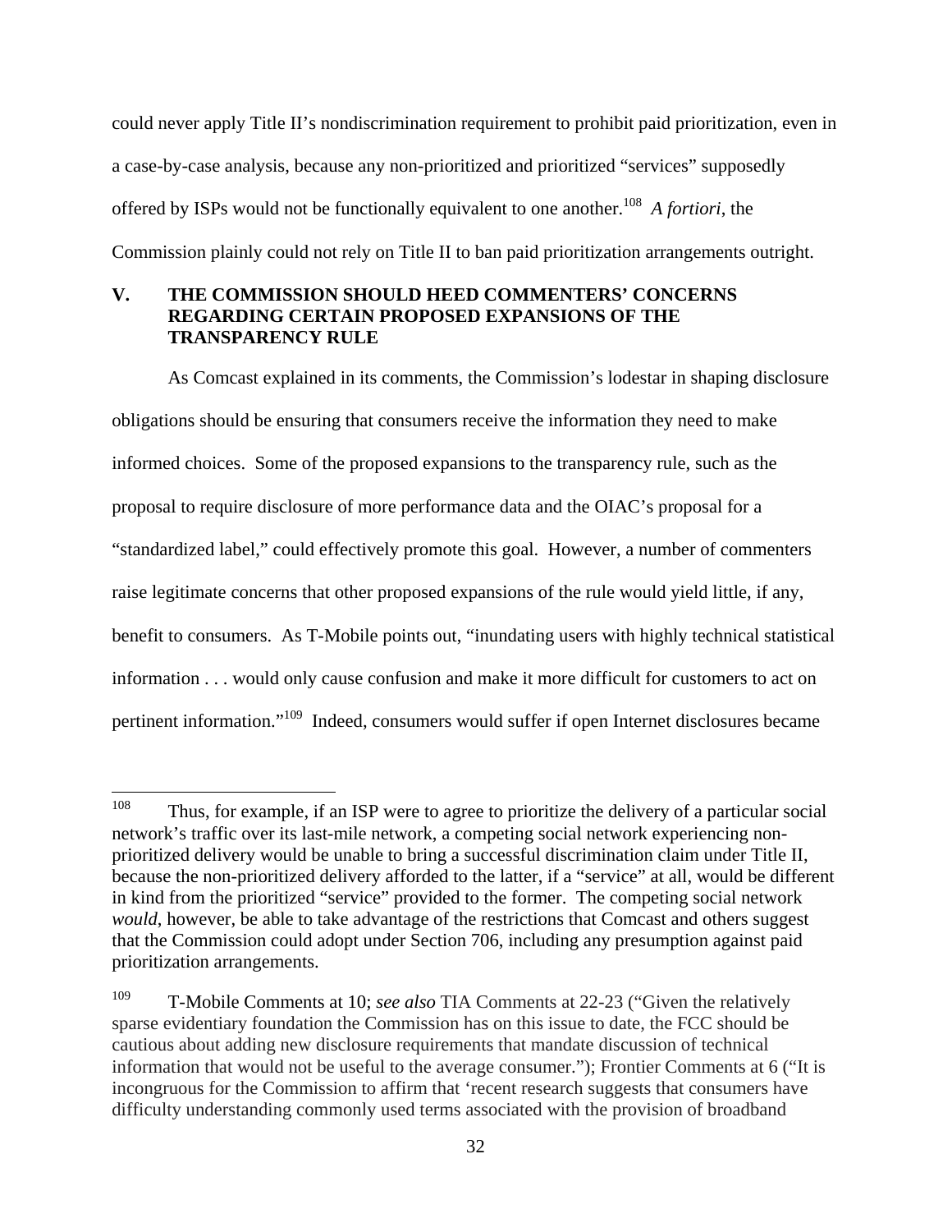could never apply Title II's nondiscrimination requirement to prohibit paid prioritization, even in a case-by-case analysis, because any non-prioritized and prioritized "services" supposedly offered by ISPs would not be functionally equivalent to one another.[108] *A fortiori*, the Commission plainly could not rely on Title II to ban paid prioritization arrangements outright.

## V. THE COMMISSION SHOULD HEED COMMENTERS' CONCERNS REGARDING CERTAIN PROPOSED EXPANSIONS OF THE TRANSPARENCY RULE

As Comcast explained in its comments, the Commission's lodestar in shaping disclosure obligations should be ensuring that consumers receive the information they need to make informed choices. Some of the proposed expansions to the transparency rule, such as the proposal to require disclosure of more performance data and the OIAC's proposal for a "standardized label," could effectively promote this goal. However, a number of commenters raise legitimate concerns that other proposed expansions of the rule would yield little, if any, benefit to consumers. As T-Mobile points out, "inundating users with highly technical statistical information . . . would only cause confusion and make it more difficult for customers to act on pertinent information."[109] Indeed, consumers would suffer if open Internet disclosures became

---

[108] Thus, for example, if an ISP were to agree to prioritize the delivery of a particular social network's traffic over its last-mile network, a competing social network experiencing non-prioritized delivery would be unable to bring a successful discrimination claim under Title II, because the non-prioritized delivery afforded to the latter, if a "service" at all, would be different in kind from the prioritized "service" provided to the former. The competing social network *would*, however, be able to take advantage of the restrictions that Comcast and others suggest that the Commission could adopt under Section 706, including any presumption against paid prioritization arrangements.

[109] T-Mobile Comments at 10; *see also* TIA Comments at 22-23 ("Given the relatively sparse evidentiary foundation the Commission has on this issue to date, the FCC should be cautious about adding new disclosure requirements that mandate discussion of technical information that would not be useful to the average consumer."); Frontier Comments at 6 ("It is incongruous for the Commission to affirm that 'recent research suggests that consumers have difficulty understanding commonly used terms associated with the provision of broadband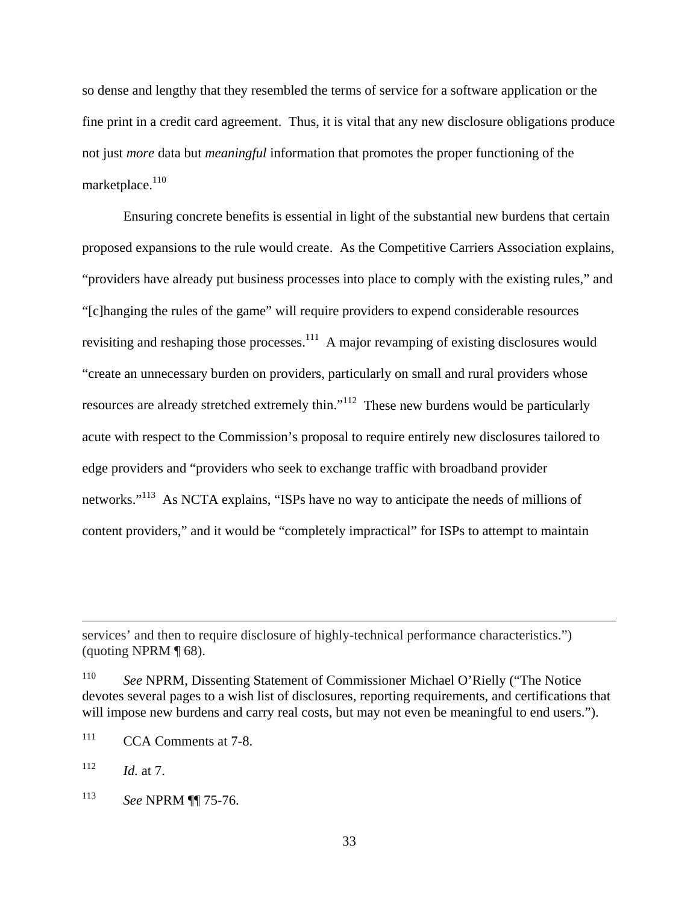so dense and lengthy that they resembled the terms of service for a software application or the fine print in a credit card agreement. Thus, it is vital that any new disclosure obligations produce not just *more* data but *meaningful* information that promotes the proper functioning of the marketplace.[110]

Ensuring concrete benefits is essential in light of the substantial new burdens that certain proposed expansions to the rule would create. As the Competitive Carriers Association explains, "providers have already put business processes into place to comply with the existing rules," and "[c]hanging the rules of the game" will require providers to expend considerable resources revisiting and reshaping those processes.[111] A major revamping of existing disclosures would "create an unnecessary burden on providers, particularly on small and rural providers whose resources are already stretched extremely thin."[112] These new burdens would be particularly acute with respect to the Commission's proposal to require entirely new disclosures tailored to edge providers and "providers who seek to exchange traffic with broadband provider networks."[113] As NCTA explains, "ISPs have no way to anticipate the needs of millions of content providers," and it would be "completely impractical" for ISPs to attempt to maintain

---

services' and then to require disclosure of highly-technical performance characteristics.") (quoting NPRM ¶ 68).

[110] *See* NPRM, Dissenting Statement of Commissioner Michael O'Rielly ("The Notice devotes several pages to a wish list of disclosures, reporting requirements, and certifications that will impose new burdens and carry real costs, but may not even be meaningful to end users.").

[111] CCA Comments at 7-8.

[112] *Id.* at 7.

[113] *See* NPRM ¶¶ 75-76.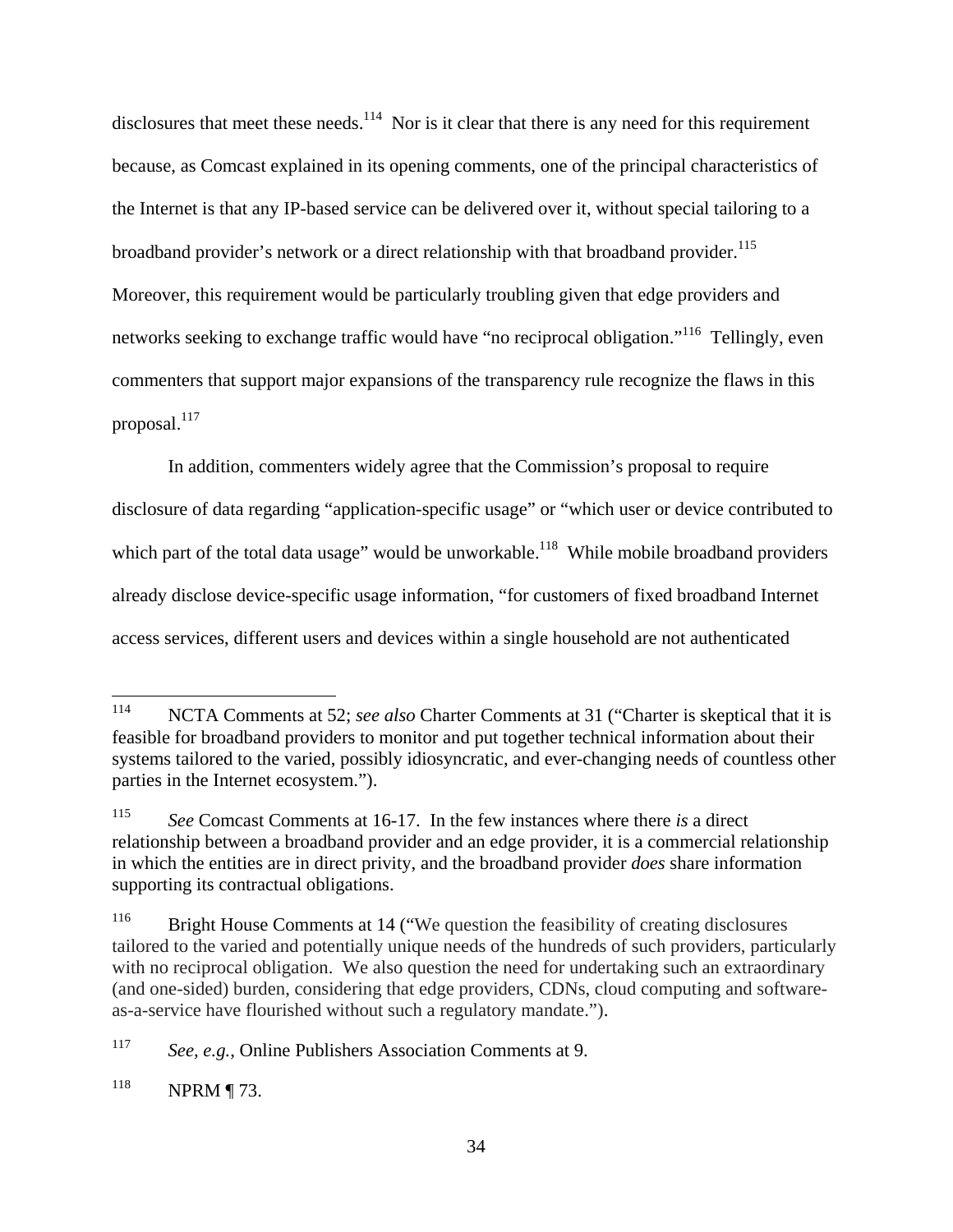disclosures that meet these needs.[114] Nor is it clear that there is any need for this requirement because, as Comcast explained in its opening comments, one of the principal characteristics of the Internet is that any IP-based service can be delivered over it, without special tailoring to a broadband provider's network or a direct relationship with that broadband provider.[115] Moreover, this requirement would be particularly troubling given that edge providers and networks seeking to exchange traffic would have "no reciprocal obligation."[116] Tellingly, even commenters that support major expansions of the transparency rule recognize the flaws in this proposal.[117]

In addition, commenters widely agree that the Commission's proposal to require disclosure of data regarding "application-specific usage" or "which user or device contributed to which part of the total data usage" would be unworkable.[118] While mobile broadband providers already disclose device-specific usage information, "for customers of fixed broadband Internet access services, different users and devices within a single household are not authenticated

---

[114] NCTA Comments at 52; *see also* Charter Comments at 31 ("Charter is skeptical that it is feasible for broadband providers to monitor and put together technical information about their systems tailored to the varied, possibly idiosyncratic, and ever-changing needs of countless other parties in the Internet ecosystem.").

[115] *See* Comcast Comments at 16-17. In the few instances where there *is* a direct relationship between a broadband provider and an edge provider, it is a commercial relationship in which the entities are in direct privity, and the broadband provider *does* share information supporting its contractual obligations.

[116] Bright House Comments at 14 ("We question the feasibility of creating disclosures tailored to the varied and potentially unique needs of the hundreds of such providers, particularly with no reciprocal obligation. We also question the need for undertaking such an extraordinary (and one-sided) burden, considering that edge providers, CDNs, cloud computing and software-as-a-service have flourished without such a regulatory mandate.").

[117] *See, e.g.*, Online Publishers Association Comments at 9.

[118] NPRM ¶ 73.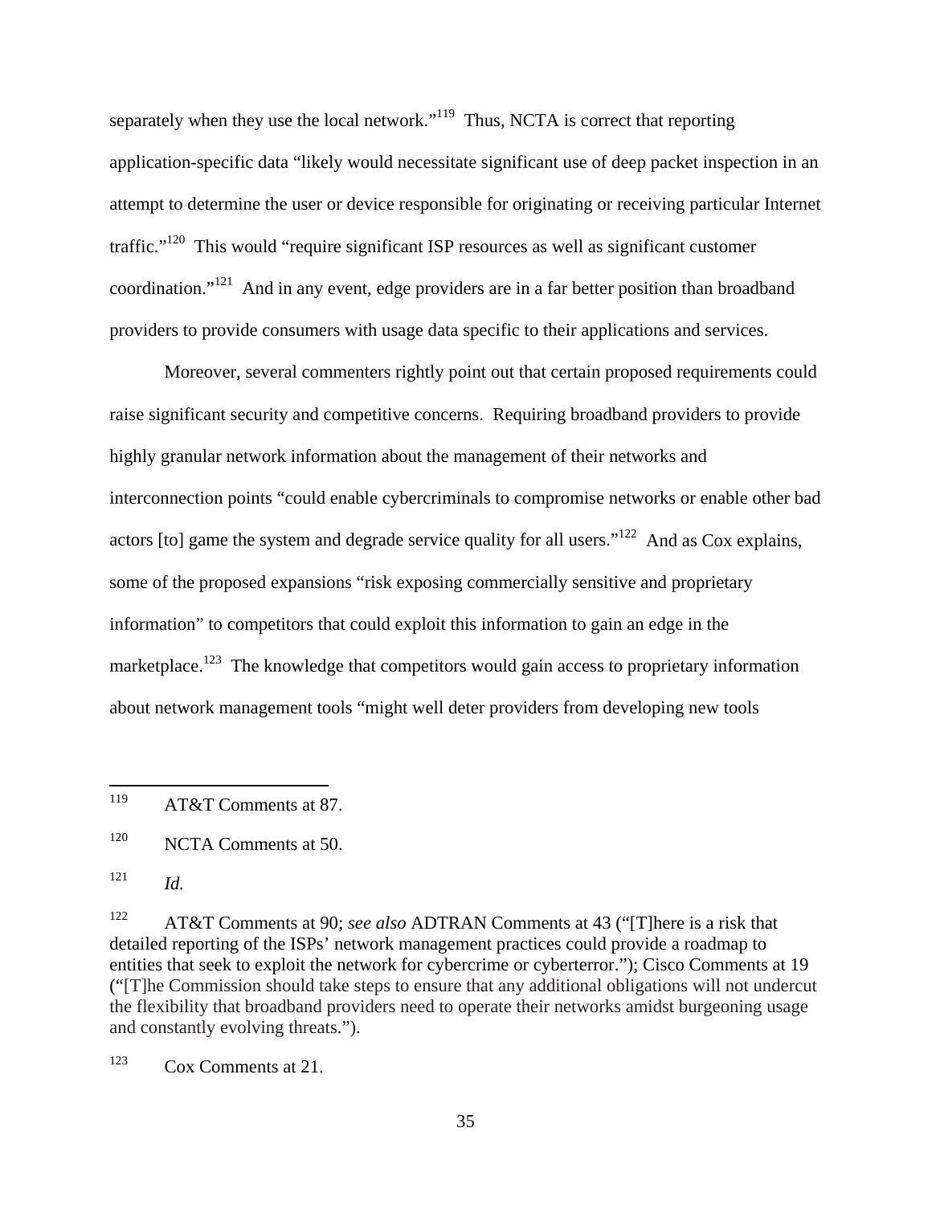separately when they use the local network."[119] Thus, NCTA is correct that reporting application-specific data "likely would necessitate significant use of deep packet inspection in an attempt to determine the user or device responsible for originating or receiving particular Internet traffic."[120] This would "require significant ISP resources as well as significant customer coordination."[121] And in any event, edge providers are in a far better position than broadband providers to provide consumers with usage data specific to their applications and services.

Moreover, several commenters rightly point out that certain proposed requirements could raise significant security and competitive concerns. Requiring broadband providers to provide highly granular network information about the management of their networks and interconnection points "could enable cybercriminals to compromise networks or enable other bad actors [to] game the system and degrade service quality for all users."[122] And as Cox explains, some of the proposed expansions "risk exposing commercially sensitive and proprietary information" to competitors that could exploit this information to gain an edge in the marketplace.[123] The knowledge that competitors would gain access to proprietary information about network management tools "might well deter providers from developing new tools

---

[119] AT&T Comments at 87.

[120] NCTA Comments at 50.

[121] *Id.*

[122] AT&T Comments at 90; *see also* ADTRAN Comments at 43 ("[T]here is a risk that detailed reporting of the ISPs' network management practices could provide a roadmap to entities that seek to exploit the network for cybercrime or cyberterror."); Cisco Comments at 19 ("[T]he Commission should take steps to ensure that any additional obligations will not undercut the flexibility that broadband providers need to operate their networks amidst burgeoning usage and constantly evolving threats.").

[123] Cox Comments at 21.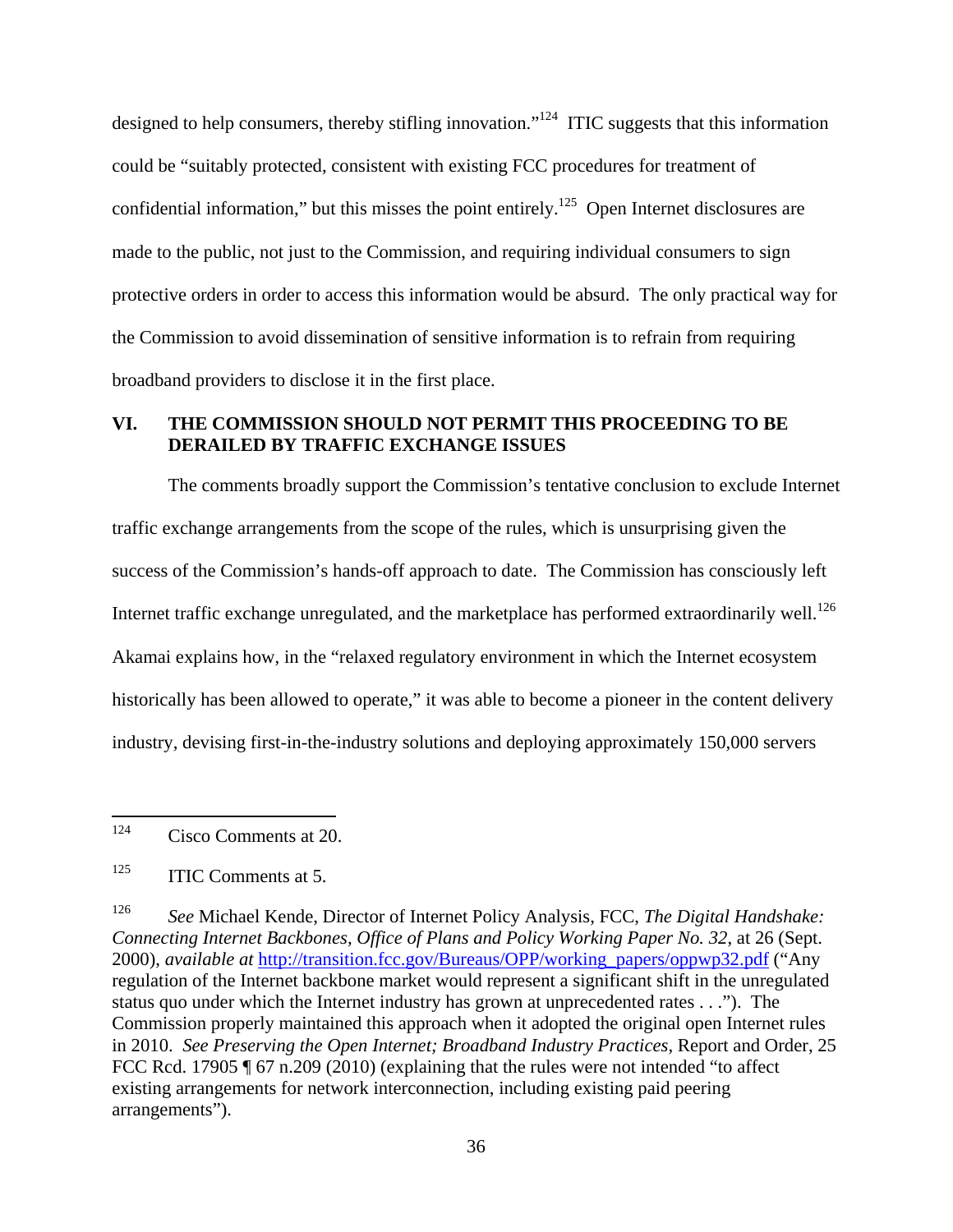designed to help consumers, thereby stifling innovation."[124] ITIC suggests that this information could be "suitably protected, consistent with existing FCC procedures for treatment of confidential information," but this misses the point entirely.[125] Open Internet disclosures are made to the public, not just to the Commission, and requiring individual consumers to sign protective orders in order to access this information would be absurd. The only practical way for the Commission to avoid dissemination of sensitive information is to refrain from requiring broadband providers to disclose it in the first place.

## VI. THE COMMISSION SHOULD NOT PERMIT THIS PROCEEDING TO BE DERAILED BY TRAFFIC EXCHANGE ISSUES

The comments broadly support the Commission's tentative conclusion to exclude Internet traffic exchange arrangements from the scope of the rules, which is unsurprising given the success of the Commission's hands-off approach to date. The Commission has consciously left Internet traffic exchange unregulated, and the marketplace has performed extraordinarily well.[126] Akamai explains how, in the "relaxed regulatory environment in which the Internet ecosystem historically has been allowed to operate," it was able to become a pioneer in the content delivery industry, devising first-in-the-industry solutions and deploying approximately 150,000 servers

---

[124] Cisco Comments at 20.

[125] ITIC Comments at 5.

[126] *See* Michael Kende, Director of Internet Policy Analysis, FCC, *The Digital Handshake: Connecting Internet Backbones, Office of Plans and Policy Working Paper No. 32*, at 26 (Sept. 2000), *available at* http://transition.fcc.gov/Bureaus/OPP/working_papers/oppwp32.pdf ("Any regulation of the Internet backbone market would represent a significant shift in the unregulated status quo under which the Internet industry has grown at unprecedented rates . . ."). The Commission properly maintained this approach when it adopted the original open Internet rules in 2010. *See Preserving the Open Internet; Broadband Industry Practices*, Report and Order, 25 FCC Rcd. 17905 ¶ 67 n.209 (2010) (explaining that the rules were not intended "to affect existing arrangements for network interconnection, including existing paid peering arrangements").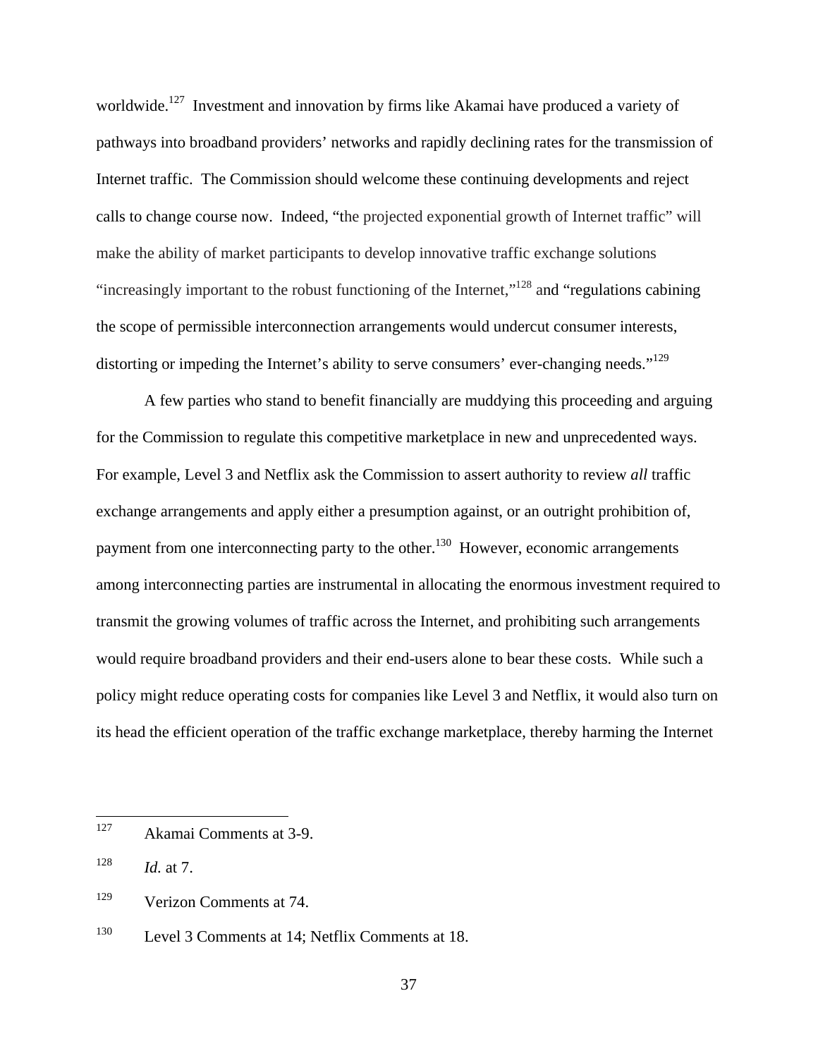worldwide.[127] Investment and innovation by firms like Akamai have produced a variety of pathways into broadband providers' networks and rapidly declining rates for the transmission of Internet traffic. The Commission should welcome these continuing developments and reject calls to change course now. Indeed, "the projected exponential growth of Internet traffic" will make the ability of market participants to develop innovative traffic exchange solutions "increasingly important to the robust functioning of the Internet,"[128] and "regulations cabining the scope of permissible interconnection arrangements would undercut consumer interests, distorting or impeding the Internet's ability to serve consumers' ever-changing needs."[129]

A few parties who stand to benefit financially are muddying this proceeding and arguing for the Commission to regulate this competitive marketplace in new and unprecedented ways. For example, Level 3 and Netflix ask the Commission to assert authority to review *all* traffic exchange arrangements and apply either a presumption against, or an outright prohibition of, payment from one interconnecting party to the other.[130] However, economic arrangements among interconnecting parties are instrumental in allocating the enormous investment required to transmit the growing volumes of traffic across the Internet, and prohibiting such arrangements would require broadband providers and their end-users alone to bear these costs. While such a policy might reduce operating costs for companies like Level 3 and Netflix, it would also turn on its head the efficient operation of the traffic exchange marketplace, thereby harming the Internet

---

[127] Akamai Comments at 3-9.

[128] *Id.* at 7.

[129] Verizon Comments at 74.

[130] Level 3 Comments at 14; Netflix Comments at 18.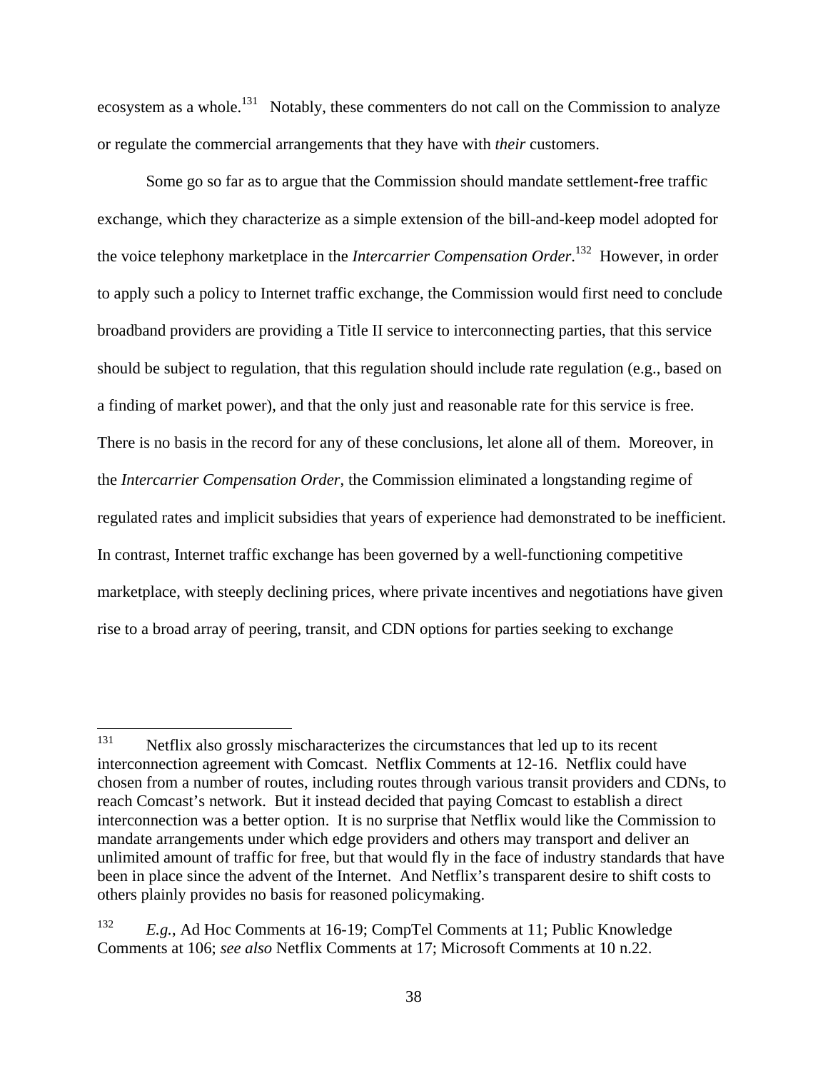ecosystem as a whole.[131] Notably, these commenters do not call on the Commission to analyze or regulate the commercial arrangements that they have with *their* customers.

Some go so far as to argue that the Commission should mandate settlement-free traffic exchange, which they characterize as a simple extension of the bill-and-keep model adopted for the voice telephony marketplace in the *Intercarrier Compensation Order*.[132] However, in order to apply such a policy to Internet traffic exchange, the Commission would first need to conclude broadband providers are providing a Title II service to interconnecting parties, that this service should be subject to regulation, that this regulation should include rate regulation (e.g., based on a finding of market power), and that the only just and reasonable rate for this service is free. There is no basis in the record for any of these conclusions, let alone all of them. Moreover, in the *Intercarrier Compensation Order*, the Commission eliminated a longstanding regime of regulated rates and implicit subsidies that years of experience had demonstrated to be inefficient. In contrast, Internet traffic exchange has been governed by a well-functioning competitive marketplace, with steeply declining prices, where private incentives and negotiations have given rise to a broad array of peering, transit, and CDN options for parties seeking to exchange

---

[131] Netflix also grossly mischaracterizes the circumstances that led up to its recent interconnection agreement with Comcast. Netflix Comments at 12-16. Netflix could have chosen from a number of routes, including routes through various transit providers and CDNs, to reach Comcast's network. But it instead decided that paying Comcast to establish a direct interconnection was a better option. It is no surprise that Netflix would like the Commission to mandate arrangements under which edge providers and others may transport and deliver an unlimited amount of traffic for free, but that would fly in the face of industry standards that have been in place since the advent of the Internet. And Netflix's transparent desire to shift costs to others plainly provides no basis for reasoned policymaking.

[132] *E.g.*, Ad Hoc Comments at 16-19; CompTel Comments at 11; Public Knowledge Comments at 106; *see also* Netflix Comments at 17; Microsoft Comments at 10 n.22.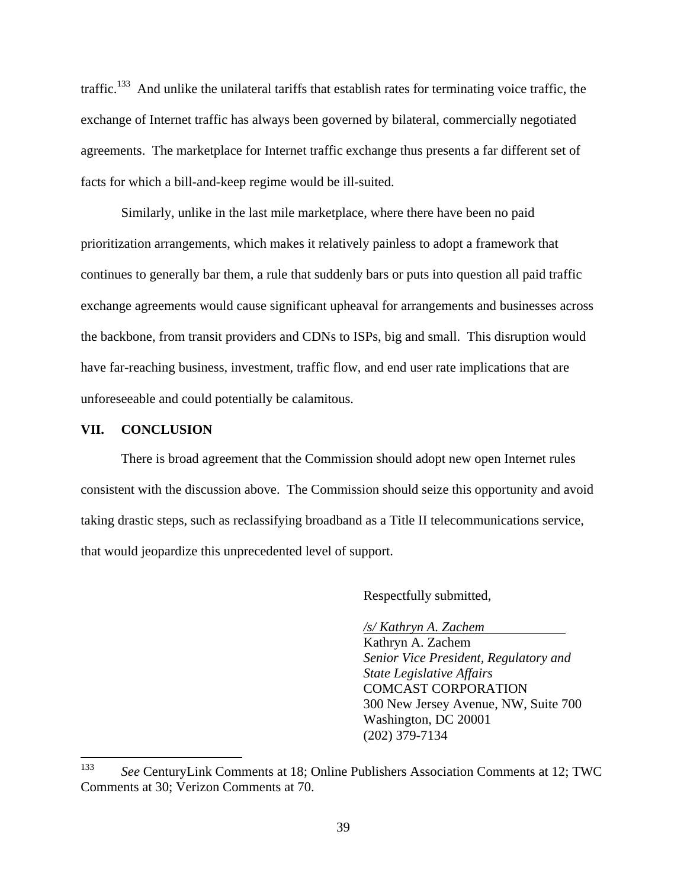traffic.[133] And unlike the unilateral tariffs that establish rates for terminating voice traffic, the exchange of Internet traffic has always been governed by bilateral, commercially negotiated agreements. The marketplace for Internet traffic exchange thus presents a far different set of facts for which a bill-and-keep regime would be ill-suited.

Similarly, unlike in the last mile marketplace, where there have been no paid prioritization arrangements, which makes it relatively painless to adopt a framework that continues to generally bar them, a rule that suddenly bars or puts into question all paid traffic exchange agreements would cause significant upheaval for arrangements and businesses across the backbone, from transit providers and CDNs to ISPs, big and small. This disruption would have far-reaching business, investment, traffic flow, and end user rate implications that are unforeseeable and could potentially be calamitous.

## VII. CONCLUSION

There is broad agreement that the Commission should adopt new open Internet rules consistent with the discussion above. The Commission should seize this opportunity and avoid taking drastic steps, such as reclassifying broadband as a Title II telecommunications service, that would jeopardize this unprecedented level of support.

Respectfully submitted,

*/s/ Kathryn A. Zachem*
Kathryn A. Zachem
*Senior Vice President, Regulatory and State Legislative Affairs*
COMCAST CORPORATION
300 New Jersey Avenue, NW, Suite 700
Washington, DC 20001
(202) 379-7134

---

[133] *See* CenturyLink Comments at 18; Online Publishers Association Comments at 12; TWC Comments at 30; Verizon Comments at 70.